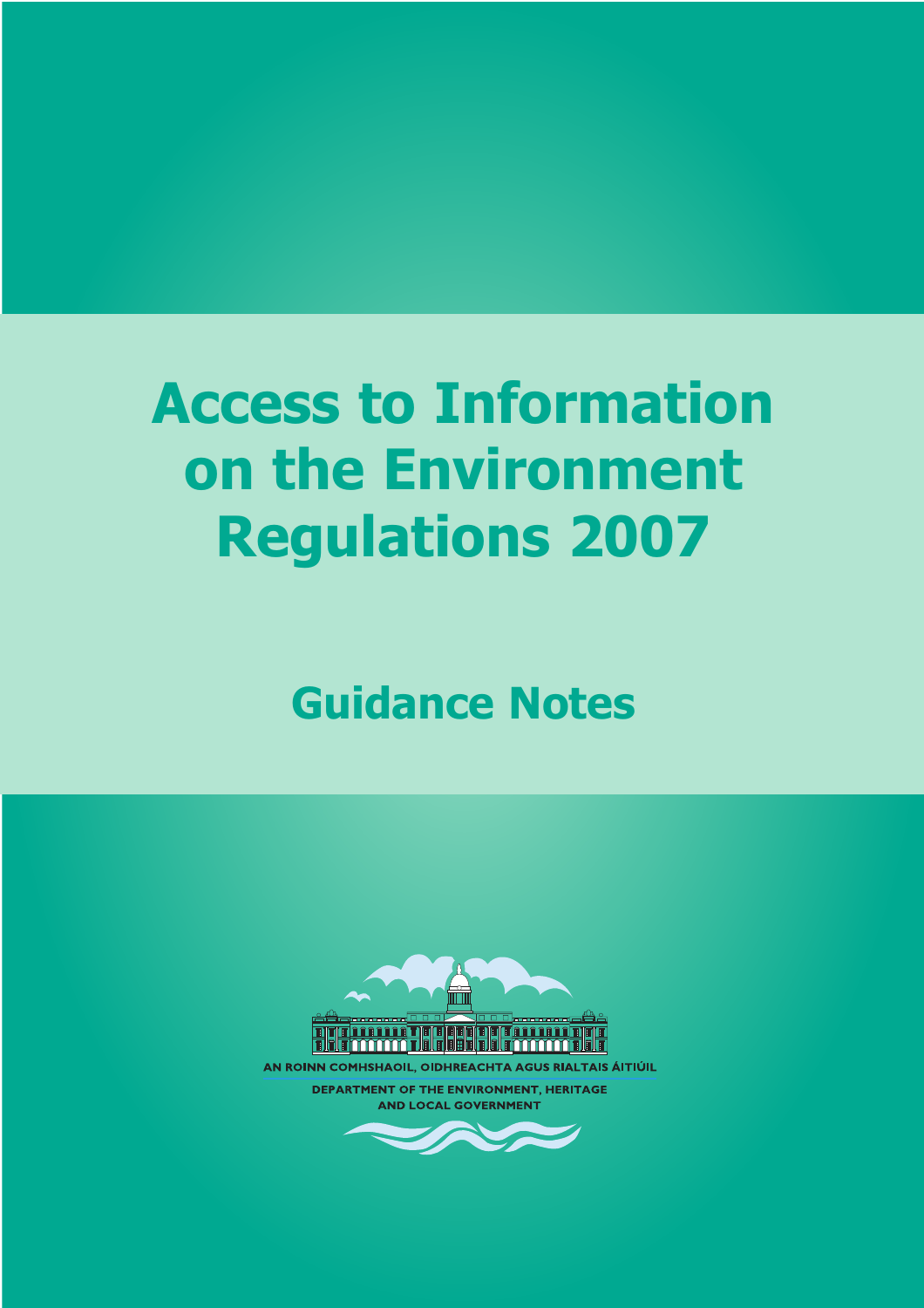# Access to Information on the Environment Regulations 2007

## Guidance Notes

AN ROINN COMHSHAOIL, OIDHREACHTA AGUS RIALTAIS ÁITIÚIL

DEPARTMENT OF THE ENVIRONMENT, HERITAGE AND LOCAL GOVERNMENT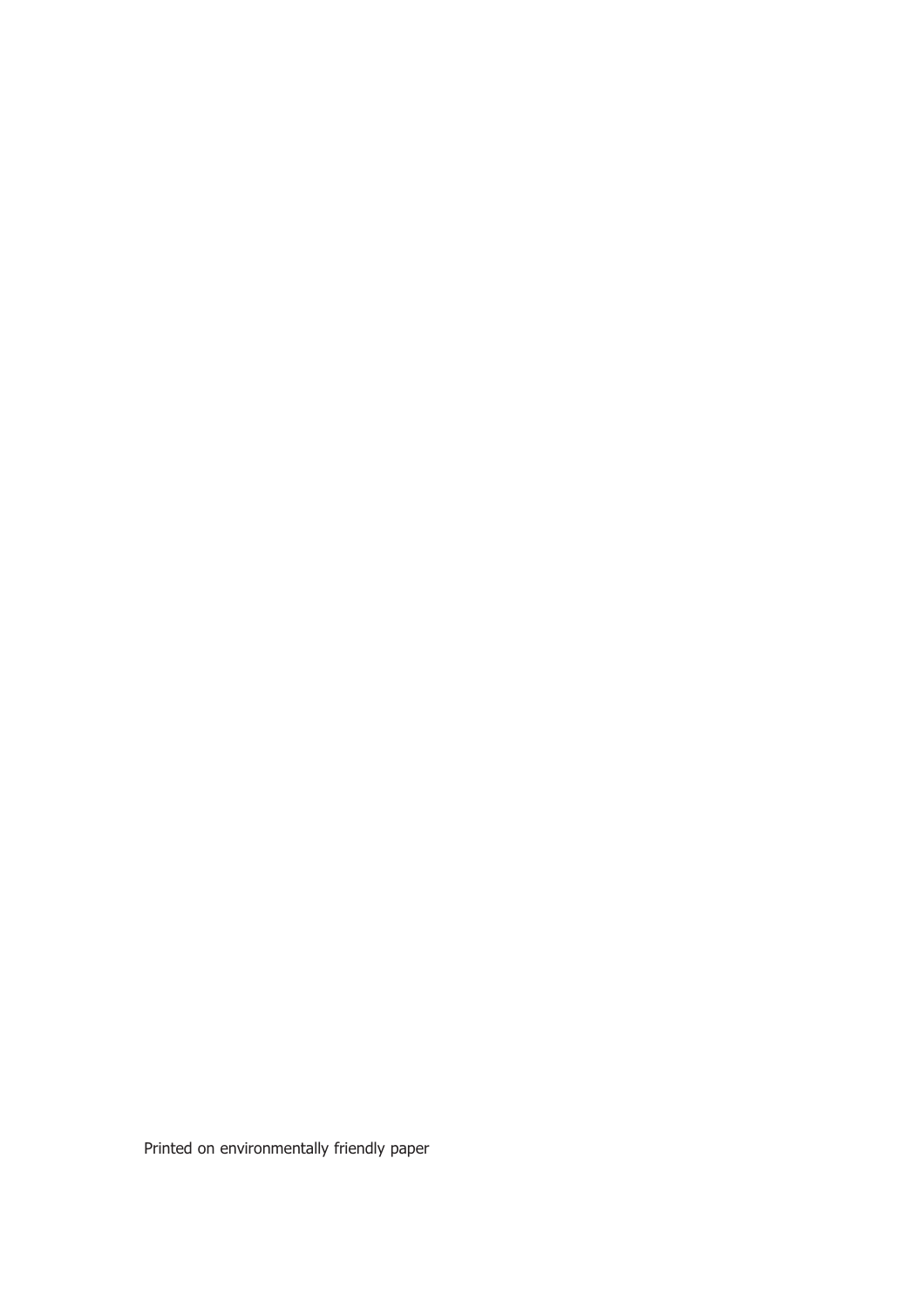Printed on environmentally friendly paper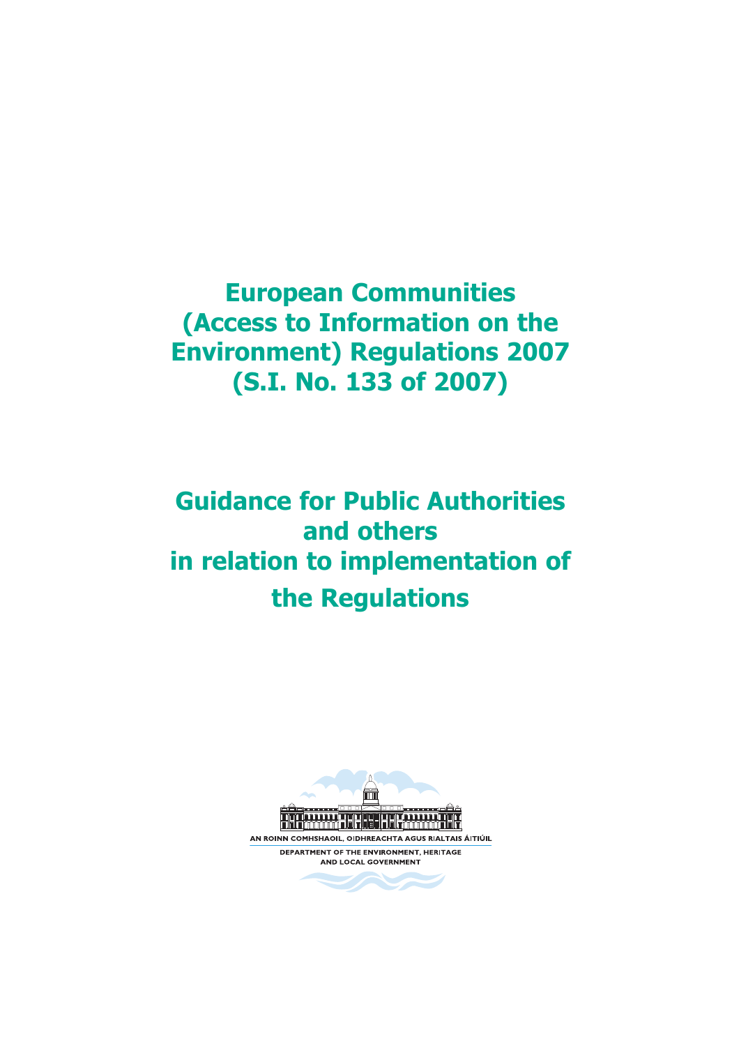# European Communities (Access to Information on the Environment) Regulations 2007 (S.I. No. 133 of 2007)

# Guidance for Public Authorities and others in relation to implementation of the Regulations

AN ROINN COMHSHAOIL, OIDHREACHTA AGUS RIALTAIS ÁITIÚIL

DEPARTMENT OF THE ENVIRONMENT, HERITAGE AND LOCAL GOVERNMENT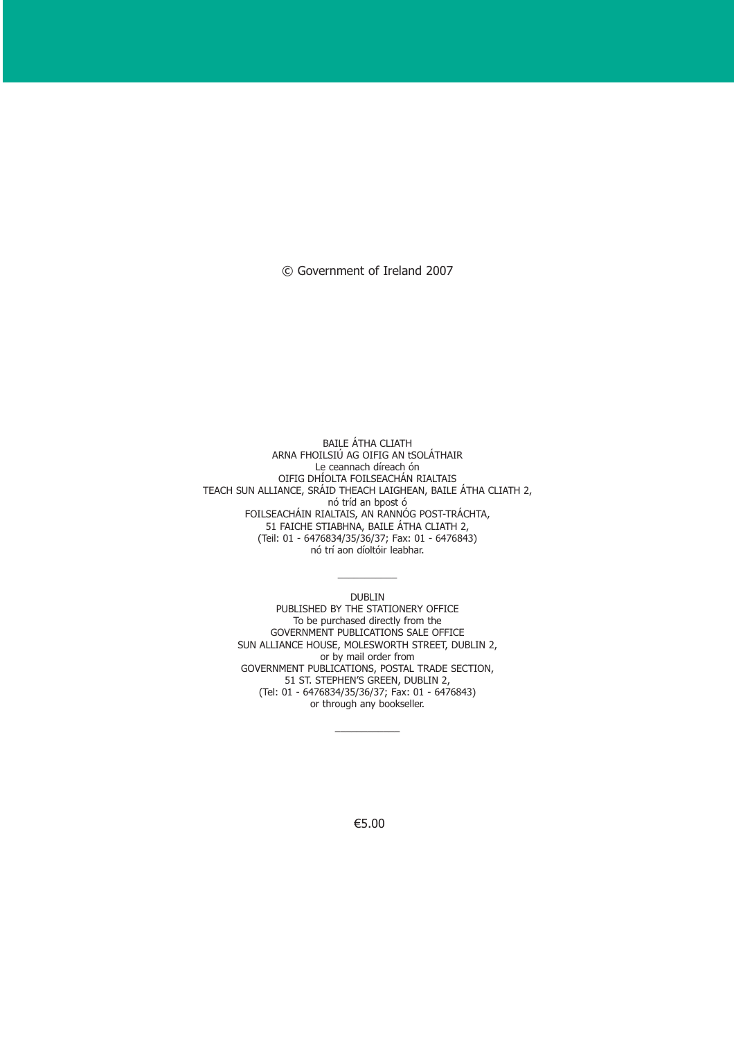© Government of Ireland 2007

BAILE ÁTHA CLIATH
ARNA FHOILSIÚ AG OIFIG AN tSOLÁTHAIR
Le ceannach díreach ón
OIFIG DHÍOLTA FOILSEACHÁN RIALTAIS
TEACH SUN ALLIANCE, SRÁID THEACH LAIGHEAN, BAILE ÁTHA CLIATH 2,
nó tríd an bpost ó
FOILSEACHÁIN RIALTAIS, AN RANNÓG POST-TRÁCHTA,
51 FAICHE STIABHNA, BAILE ÁTHA CLIATH 2,
(Teil: 01 - 6476834/35/36/37; Fax: 01 - 6476843)
nó trí aon díoltóir leabhar.

---

DUBLIN
PUBLISHED BY THE STATIONERY OFFICE
To be purchased directly from the
GOVERNMENT PUBLICATIONS SALE OFFICE
SUN ALLIANCE HOUSE, MOLESWORTH STREET, DUBLIN 2,
or by mail order from
GOVERNMENT PUBLICATIONS, POSTAL TRADE SECTION,
51 ST. STEPHEN'S GREEN, DUBLIN 2,
(Tel: 01 - 6476834/35/36/37; Fax: 01 - 6476843)
or through any bookseller.

---

€5.00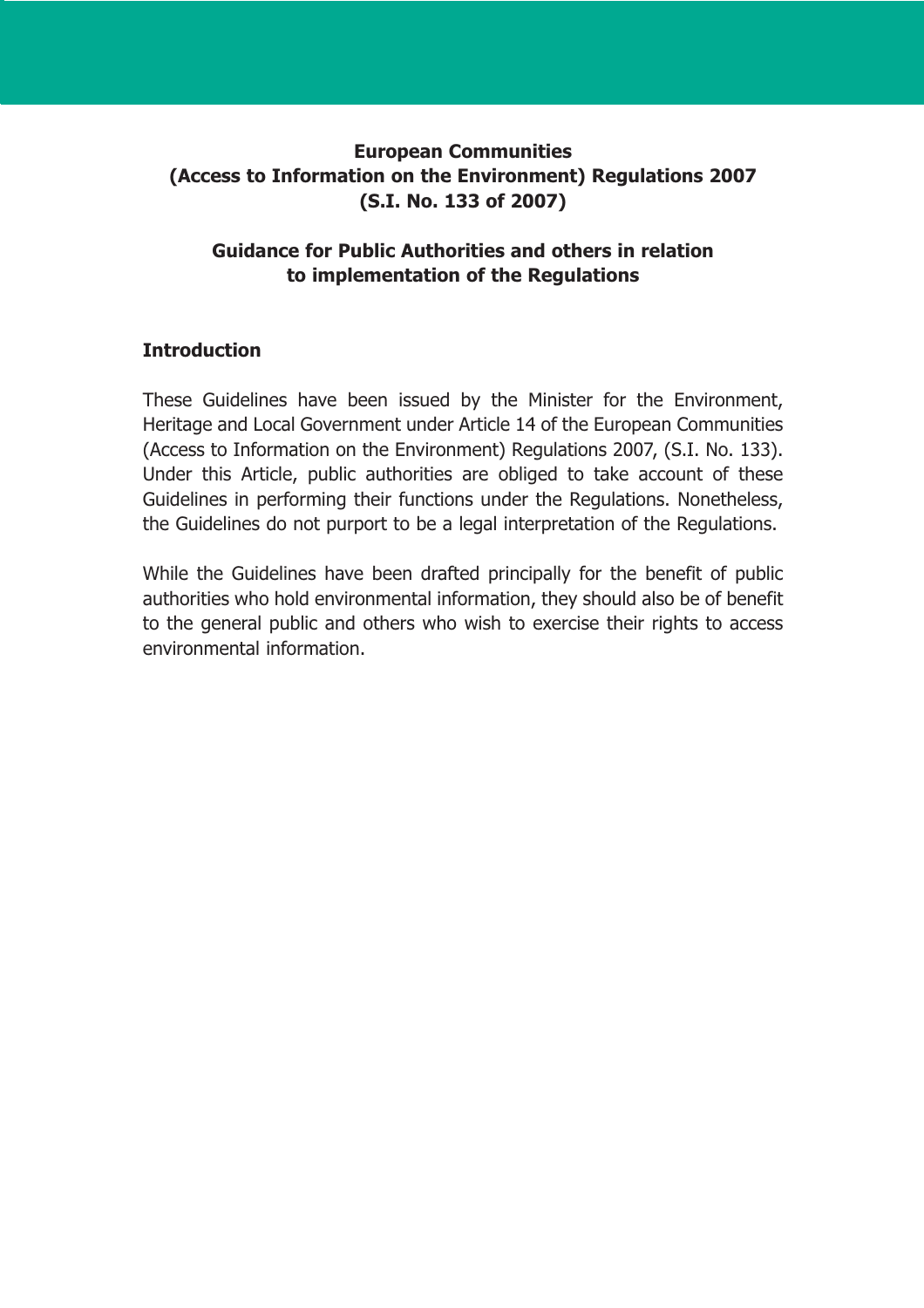# European Communities (Access to Information on the Environment) Regulations 2007 (S.I. No. 133 of 2007)

## Guidance for Public Authorities and others in relation to implementation of the Regulations

### Introduction

These Guidelines have been issued by the Minister for the Environment, Heritage and Local Government under Article 14 of the European Communities (Access to Information on the Environment) Regulations 2007, (S.I. No. 133). Under this Article, public authorities are obliged to take account of these Guidelines in performing their functions under the Regulations. Nonetheless, the Guidelines do not purport to be a legal interpretation of the Regulations.

While the Guidelines have been drafted principally for the benefit of public authorities who hold environmental information, they should also be of benefit to the general public and others who wish to exercise their rights to access environmental information.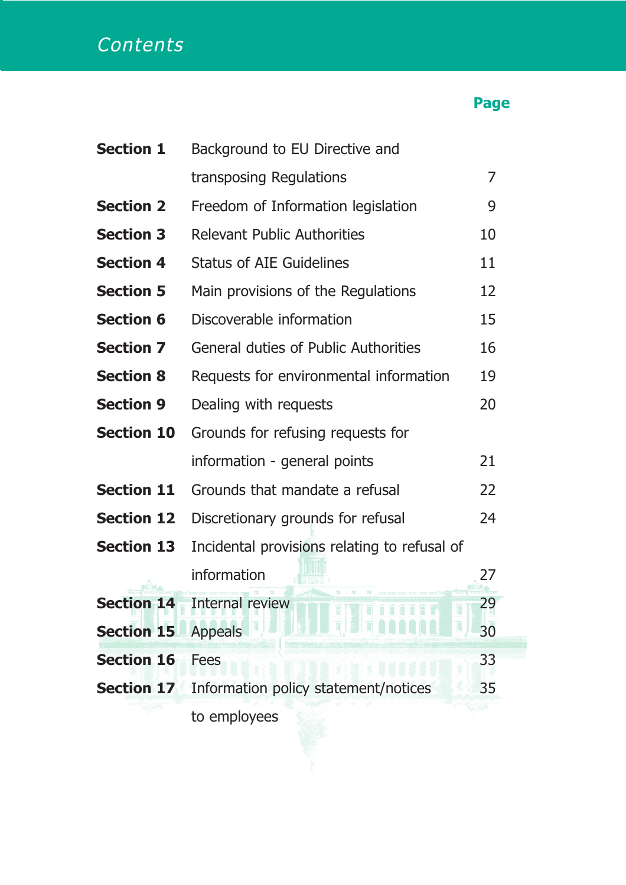# Contents

| | | Page |
|---|---|---|
| **Section 1** | Background to EU Directive and transposing Regulations | 7 |
| **Section 2** | Freedom of Information legislation | 9 |
| **Section 3** | Relevant Public Authorities | 10 |
| **Section 4** | Status of AIE Guidelines | 11 |
| **Section 5** | Main provisions of the Regulations | 12 |
| **Section 6** | Discoverable information | 15 |
| **Section 7** | General duties of Public Authorities | 16 |
| **Section 8** | Requests for environmental information | 19 |
| **Section 9** | Dealing with requests | 20 |
| **Section 10** | Grounds for refusing requests for information - general points | 21 |
| **Section 11** | Grounds that mandate a refusal | 22 |
| **Section 12** | Discretionary grounds for refusal | 24 |
| **Section 13** | Incidental provisions relating to refusal of information | 27 |
| **Section 14** | Internal review | 29 |
| **Section 15** | Appeals | 30 |
| **Section 16** | Fees | 33 |
| **Section 17** | Information policy statement/notices to employees | 35 |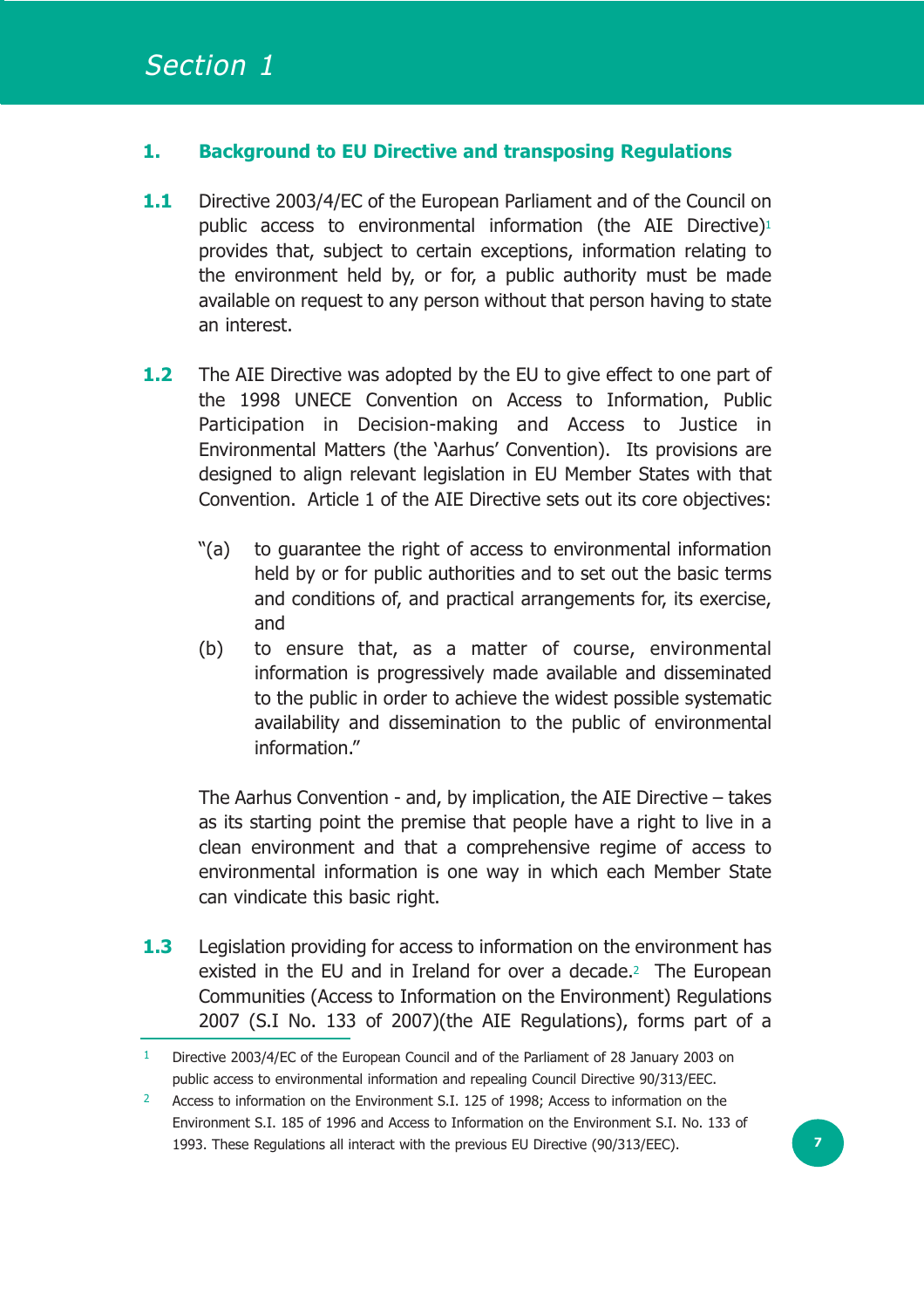# Section 1

## 1. Background to EU Directive and transposing Regulations

**1.1** Directive 2003/4/EC of the European Parliament and of the Council on public access to environmental information (the AIE Directive)[1] provides that, subject to certain exceptions, information relating to the environment held by, or for, a public authority must be made available on request to any person without that person having to state an interest.

**1.2** The AIE Directive was adopted by the EU to give effect to one part of the 1998 UNECE Convention on Access to Information, Public Participation in Decision-making and Access to Justice in Environmental Matters (the 'Aarhus' Convention). Its provisions are designed to align relevant legislation in EU Member States with that Convention. Article 1 of the AIE Directive sets out its core objectives:

"(a) to guarantee the right of access to environmental information held by or for public authorities and to set out the basic terms and conditions of, and practical arrangements for, its exercise, and

(b) to ensure that, as a matter of course, environmental information is progressively made available and disseminated to the public in order to achieve the widest possible systematic availability and dissemination to the public of environmental information."

The Aarhus Convention - and, by implication, the AIE Directive – takes as its starting point the premise that people have a right to live in a clean environment and that a comprehensive regime of access to environmental information is one way in which each Member State can vindicate this basic right.

**1.3** Legislation providing for access to information on the environment has existed in the EU and in Ireland for over a decade.[2] The European Communities (Access to Information on the Environment) Regulations 2007 (S.I No. 133 of 2007)(the AIE Regulations), forms part of a

---

[1] Directive 2003/4/EC of the European Council and of the Parliament of 28 January 2003 on public access to environmental information and repealing Council Directive 90/313/EEC.

[2] Access to information on the Environment S.I. 125 of 1998; Access to information on the Environment S.I. 185 of 1996 and Access to Information on the Environment S.I. No. 133 of 1993. These Regulations all interact with the previous EU Directive (90/313/EEC).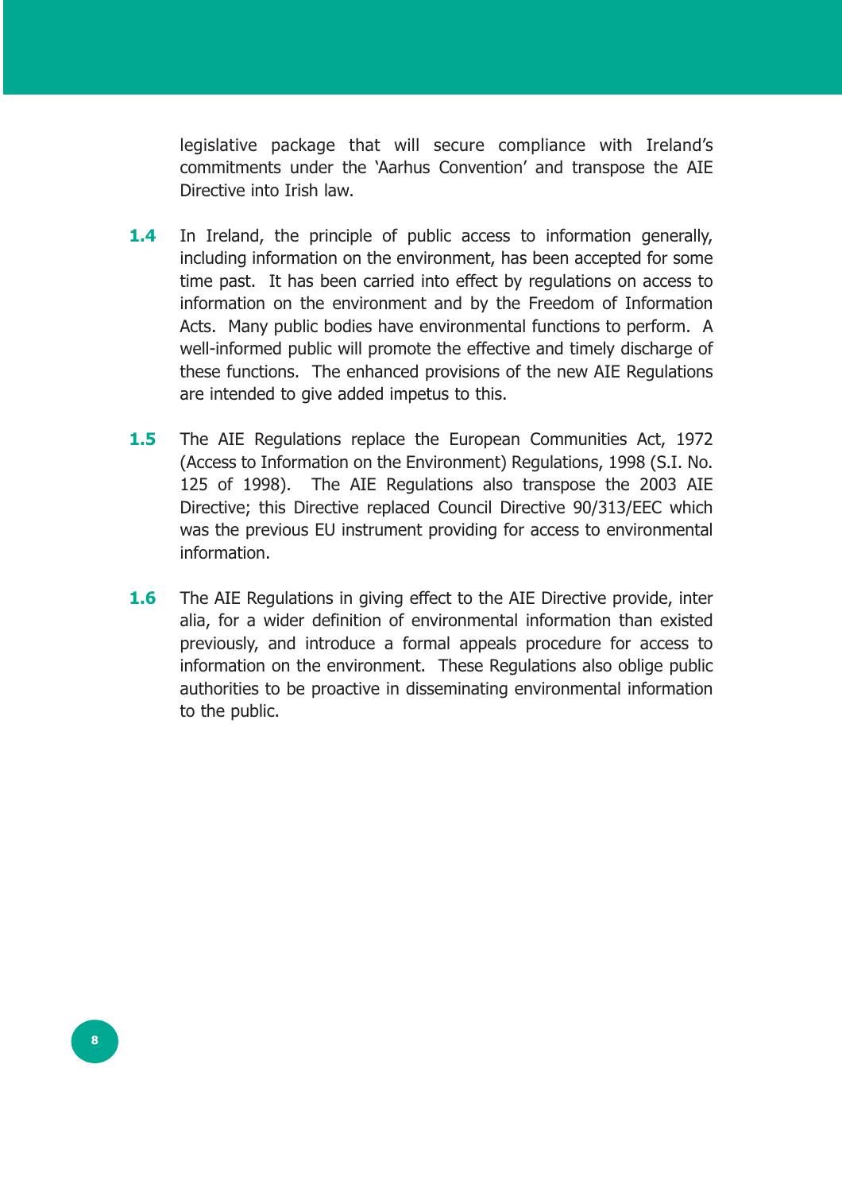legislative package that will secure compliance with Ireland's commitments under the 'Aarhus Convention' and transpose the AIE Directive into Irish law.

**1.4** In Ireland, the principle of public access to information generally, including information on the environment, has been accepted for some time past. It has been carried into effect by regulations on access to information on the environment and by the Freedom of Information Acts. Many public bodies have environmental functions to perform. A well-informed public will promote the effective and timely discharge of these functions. The enhanced provisions of the new AIE Regulations are intended to give added impetus to this.

**1.5** The AIE Regulations replace the European Communities Act, 1972 (Access to Information on the Environment) Regulations, 1998 (S.I. No. 125 of 1998). The AIE Regulations also transpose the 2003 AIE Directive; this Directive replaced Council Directive 90/313/EEC which was the previous EU instrument providing for access to environmental information.

**1.6** The AIE Regulations in giving effect to the AIE Directive provide, inter alia, for a wider definition of environmental information than existed previously, and introduce a formal appeals procedure for access to information on the environment. These Regulations also oblige public authorities to be proactive in disseminating environmental information to the public.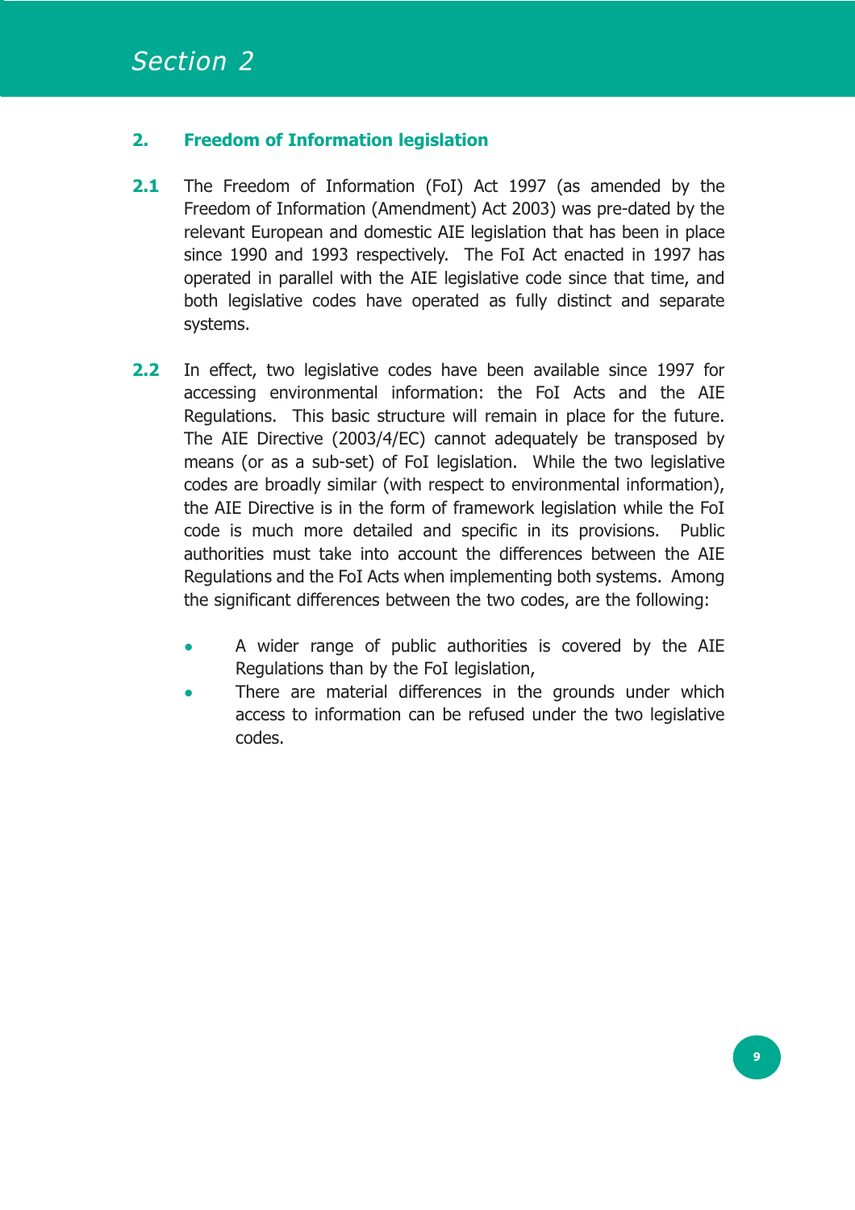# Section 2

## 2. Freedom of Information legislation

**2.1** The Freedom of Information (FoI) Act 1997 (as amended by the Freedom of Information (Amendment) Act 2003) was pre-dated by the relevant European and domestic AIE legislation that has been in place since 1990 and 1993 respectively. The FoI Act enacted in 1997 has operated in parallel with the AIE legislative code since that time, and both legislative codes have operated as fully distinct and separate systems.

**2.2** In effect, two legislative codes have been available since 1997 for accessing environmental information: the FoI Acts and the AIE Regulations. This basic structure will remain in place for the future. The AIE Directive (2003/4/EC) cannot adequately be transposed by means (or as a sub-set) of FoI legislation. While the two legislative codes are broadly similar (with respect to environmental information), the AIE Directive is in the form of framework legislation while the FoI code is much more detailed and specific in its provisions. Public authorities must take into account the differences between the AIE Regulations and the FoI Acts when implementing both systems. Among the significant differences between the two codes, are the following:

- A wider range of public authorities is covered by the AIE Regulations than by the FoI legislation,
- There are material differences in the grounds under which access to information can be refused under the two legislative codes.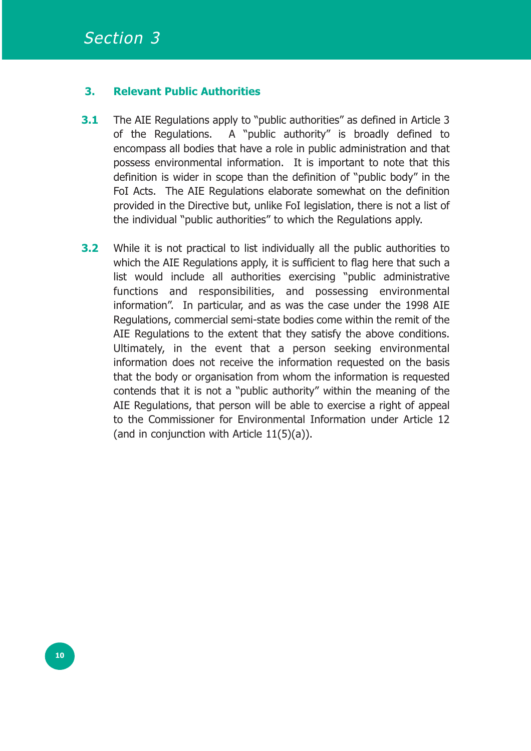# Section 3

## 3. Relevant Public Authorities

**3.1** The AIE Regulations apply to "public authorities" as defined in Article 3 of the Regulations. A "public authority" is broadly defined to encompass all bodies that have a role in public administration and that possess environmental information. It is important to note that this definition is wider in scope than the definition of "public body" in the FoI Acts. The AIE Regulations elaborate somewhat on the definition provided in the Directive but, unlike FoI legislation, there is not a list of the individual "public authorities" to which the Regulations apply.

**3.2** While it is not practical to list individually all the public authorities to which the AIE Regulations apply, it is sufficient to flag here that such a list would include all authorities exercising "public administrative functions and responsibilities, and possessing environmental information". In particular, and as was the case under the 1998 AIE Regulations, commercial semi-state bodies come within the remit of the AIE Regulations to the extent that they satisfy the above conditions. Ultimately, in the event that a person seeking environmental information does not receive the information requested on the basis that the body or organisation from whom the information is requested contends that it is not a "public authority" within the meaning of the AIE Regulations, that person will be able to exercise a right of appeal to the Commissioner for Environmental Information under Article 12 (and in conjunction with Article 11(5)(a)).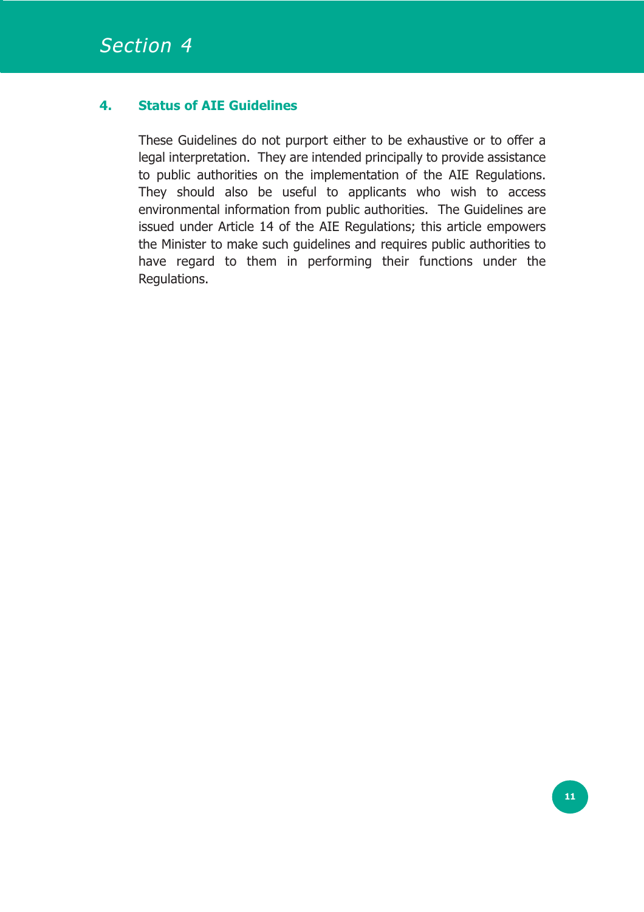# Section 4

## 4. Status of AIE Guidelines

These Guidelines do not purport either to be exhaustive or to offer a legal interpretation. They are intended principally to provide assistance to public authorities on the implementation of the AIE Regulations. They should also be useful to applicants who wish to access environmental information from public authorities. The Guidelines are issued under Article 14 of the AIE Regulations; this article empowers the Minister to make such guidelines and requires public authorities to have regard to them in performing their functions under the Regulations.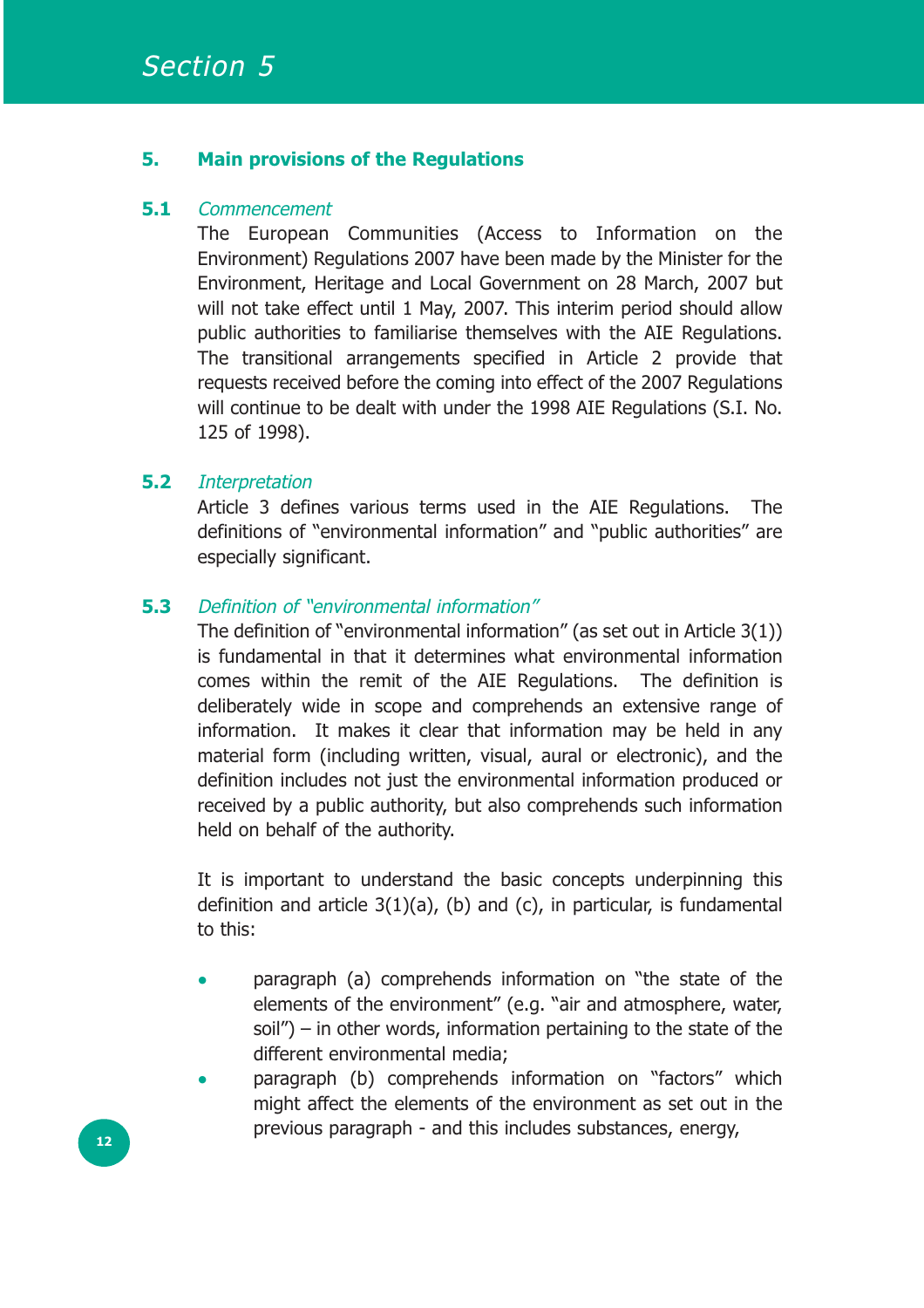# Section 5

## 5. Main provisions of the Regulations

### 5.1 *Commencement*

The European Communities (Access to Information on the Environment) Regulations 2007 have been made by the Minister for the Environment, Heritage and Local Government on 28 March, 2007 but will not take effect until 1 May, 2007. This interim period should allow public authorities to familiarise themselves with the AIE Regulations. The transitional arrangements specified in Article 2 provide that requests received before the coming into effect of the 2007 Regulations will continue to be dealt with under the 1998 AIE Regulations (S.I. No. 125 of 1998).

### 5.2 *Interpretation*

Article 3 defines various terms used in the AIE Regulations. The definitions of "environmental information" and "public authorities" are especially significant.

### 5.3 *Definition of "environmental information"*

The definition of "environmental information" (as set out in Article 3(1)) is fundamental in that it determines what environmental information comes within the remit of the AIE Regulations. The definition is deliberately wide in scope and comprehends an extensive range of information. It makes it clear that information may be held in any material form (including written, visual, aural or electronic), and the definition includes not just the environmental information produced or received by a public authority, but also comprehends such information held on behalf of the authority.

It is important to understand the basic concepts underpinning this definition and article 3(1)(a), (b) and (c), in particular, is fundamental to this:

- paragraph (a) comprehends information on "the state of the elements of the environment" (e.g. "air and atmosphere, water, soil") – in other words, information pertaining to the state of the different environmental media;
- paragraph (b) comprehends information on "factors" which might affect the elements of the environment as set out in the previous paragraph - and this includes substances, energy,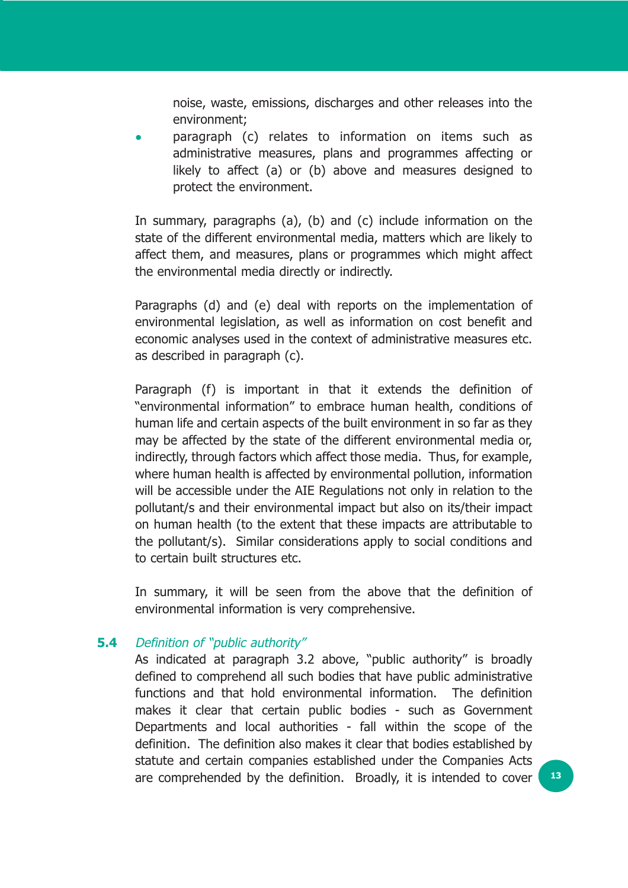noise, waste, emissions, discharges and other releases into the environment;

- paragraph (c) relates to information on items such as administrative measures, plans and programmes affecting or likely to affect (a) or (b) above and measures designed to protect the environment.

In summary, paragraphs (a), (b) and (c) include information on the state of the different environmental media, matters which are likely to affect them, and measures, plans or programmes which might affect the environmental media directly or indirectly.

Paragraphs (d) and (e) deal with reports on the implementation of environmental legislation, as well as information on cost benefit and economic analyses used in the context of administrative measures etc. as described in paragraph (c).

Paragraph (f) is important in that it extends the definition of "environmental information" to embrace human health, conditions of human life and certain aspects of the built environment in so far as they may be affected by the state of the different environmental media or, indirectly, through factors which affect those media. Thus, for example, where human health is affected by environmental pollution, information will be accessible under the AIE Regulations not only in relation to the pollutant/s and their environmental impact but also on its/their impact on human health (to the extent that these impacts are attributable to the pollutant/s). Similar considerations apply to social conditions and to certain built structures etc.

In summary, it will be seen from the above that the definition of environmental information is very comprehensive.

### 5.4 *Definition of "public authority"*

As indicated at paragraph 3.2 above, "public authority" is broadly defined to comprehend all such bodies that have public administrative functions and that hold environmental information. The definition makes it clear that certain public bodies - such as Government Departments and local authorities - fall within the scope of the definition. The definition also makes it clear that bodies established by statute and certain companies established under the Companies Acts are comprehended by the definition. Broadly, it is intended to cover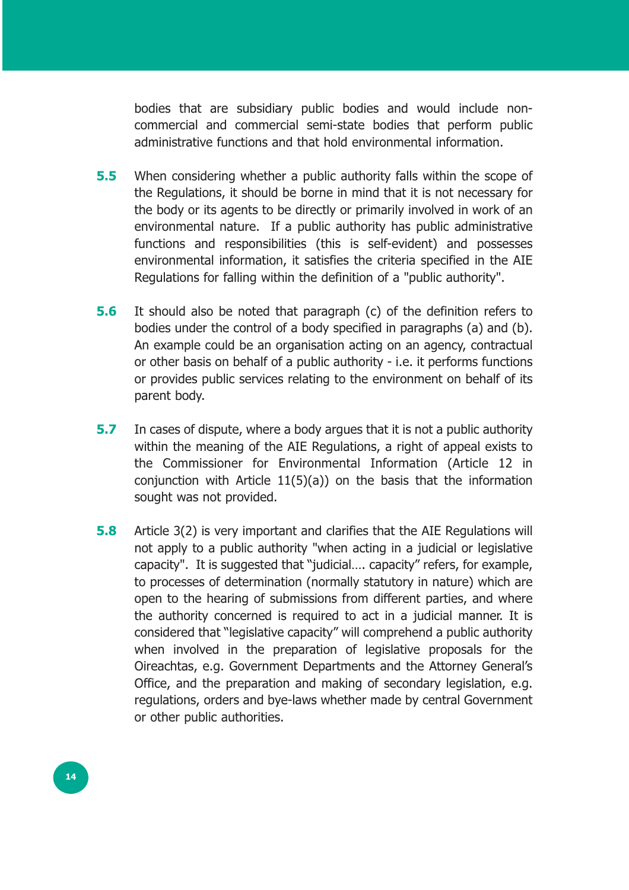bodies that are subsidiary public bodies and would include non-commercial and commercial semi-state bodies that perform public administrative functions and that hold environmental information.

**5.5** When considering whether a public authority falls within the scope of the Regulations, it should be borne in mind that it is not necessary for the body or its agents to be directly or primarily involved in work of an environmental nature. If a public authority has public administrative functions and responsibilities (this is self-evident) and possesses environmental information, it satisfies the criteria specified in the AIE Regulations for falling within the definition of a "public authority".

**5.6** It should also be noted that paragraph (c) of the definition refers to bodies under the control of a body specified in paragraphs (a) and (b). An example could be an organisation acting on an agency, contractual or other basis on behalf of a public authority - i.e. it performs functions or provides public services relating to the environment on behalf of its parent body.

**5.7** In cases of dispute, where a body argues that it is not a public authority within the meaning of the AIE Regulations, a right of appeal exists to the Commissioner for Environmental Information (Article 12 in conjunction with Article 11(5)(a)) on the basis that the information sought was not provided.

**5.8** Article 3(2) is very important and clarifies that the AIE Regulations will not apply to a public authority "when acting in a judicial or legislative capacity". It is suggested that "judicial…. capacity" refers, for example, to processes of determination (normally statutory in nature) which are open to the hearing of submissions from different parties, and where the authority concerned is required to act in a judicial manner. It is considered that "legislative capacity" will comprehend a public authority when involved in the preparation of legislative proposals for the Oireachtas, e.g. Government Departments and the Attorney General's Office, and the preparation and making of secondary legislation, e.g. regulations, orders and bye-laws whether made by central Government or other public authorities.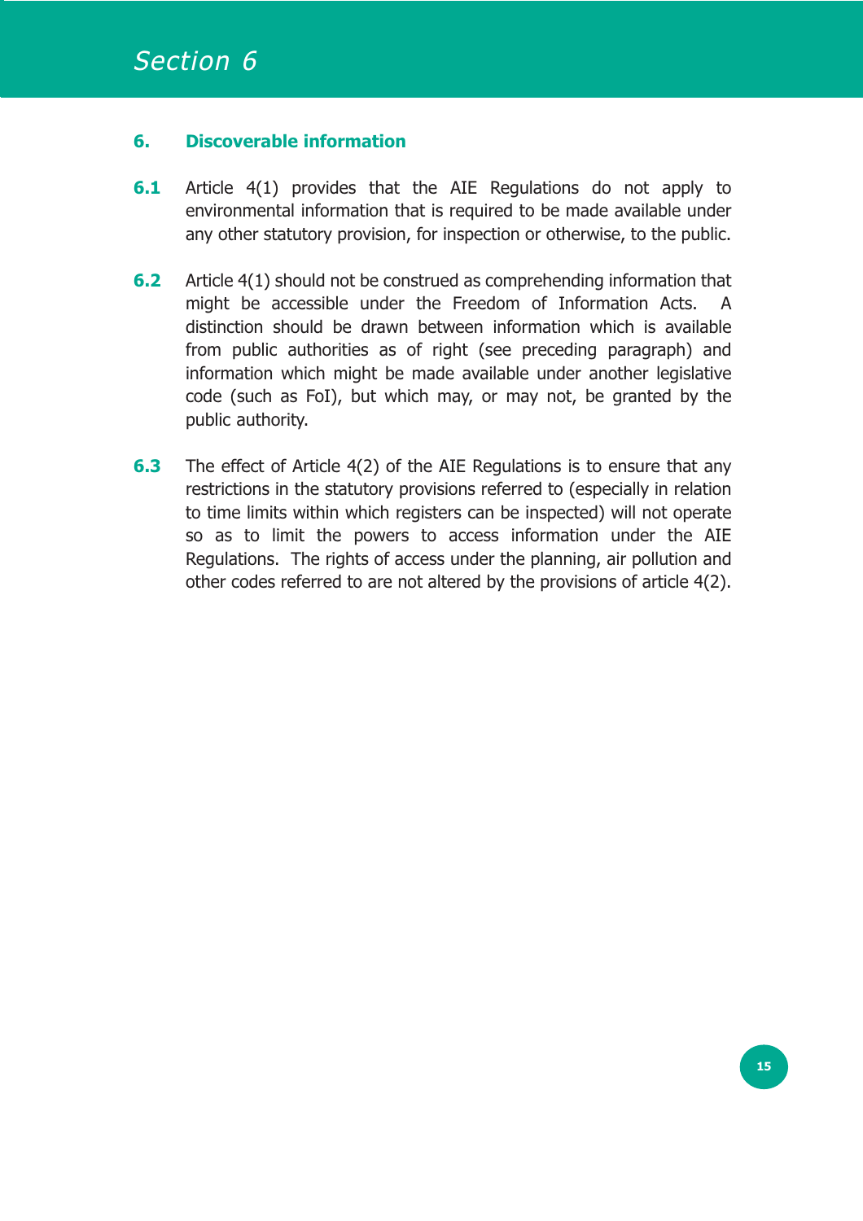# Section 6

## 6. Discoverable information

**6.1** Article 4(1) provides that the AIE Regulations do not apply to environmental information that is required to be made available under any other statutory provision, for inspection or otherwise, to the public.

**6.2** Article 4(1) should not be construed as comprehending information that might be accessible under the Freedom of Information Acts. A distinction should be drawn between information which is available from public authorities as of right (see preceding paragraph) and information which might be made available under another legislative code (such as FoI), but which may, or may not, be granted by the public authority.

**6.3** The effect of Article 4(2) of the AIE Regulations is to ensure that any restrictions in the statutory provisions referred to (especially in relation to time limits within which registers can be inspected) will not operate so as to limit the powers to access information under the AIE Regulations. The rights of access under the planning, air pollution and other codes referred to are not altered by the provisions of article 4(2).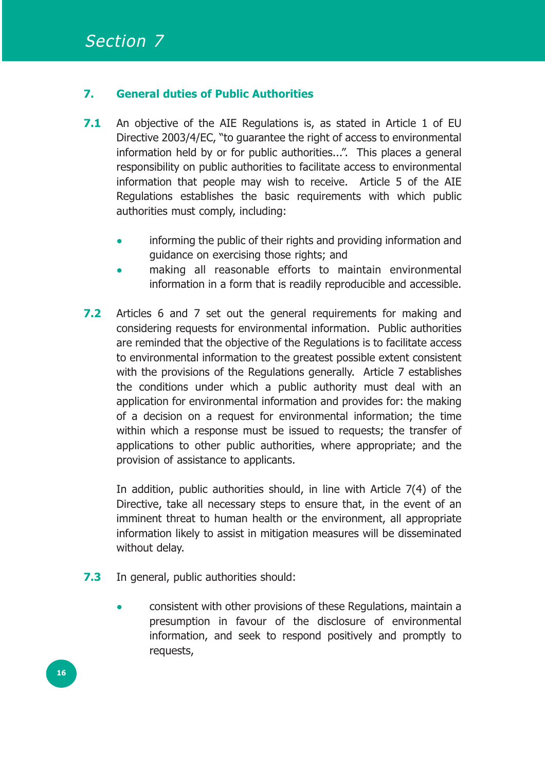## 7. General duties of Public Authorities

**7.1** An objective of the AIE Regulations is, as stated in Article 1 of EU Directive 2003/4/EC, "to guarantee the right of access to environmental information held by or for public authorities...". This places a general responsibility on public authorities to facilitate access to environmental information that people may wish to receive. Article 5 of the AIE Regulations establishes the basic requirements with which public authorities must comply, including:

- informing the public of their rights and providing information and guidance on exercising those rights; and
- making all reasonable efforts to maintain environmental information in a form that is readily reproducible and accessible.

**7.2** Articles 6 and 7 set out the general requirements for making and considering requests for environmental information. Public authorities are reminded that the objective of the Regulations is to facilitate access to environmental information to the greatest possible extent consistent with the provisions of the Regulations generally. Article 7 establishes the conditions under which a public authority must deal with an application for environmental information and provides for: the making of a decision on a request for environmental information; the time within which a response must be issued to requests; the transfer of applications to other public authorities, where appropriate; and the provision of assistance to applicants.

In addition, public authorities should, in line with Article 7(4) of the Directive, take all necessary steps to ensure that, in the event of an imminent threat to human health or the environment, all appropriate information likely to assist in mitigation measures will be disseminated without delay.

**7.3** In general, public authorities should:

- consistent with other provisions of these Regulations, maintain a presumption in favour of the disclosure of environmental information, and seek to respond positively and promptly to requests,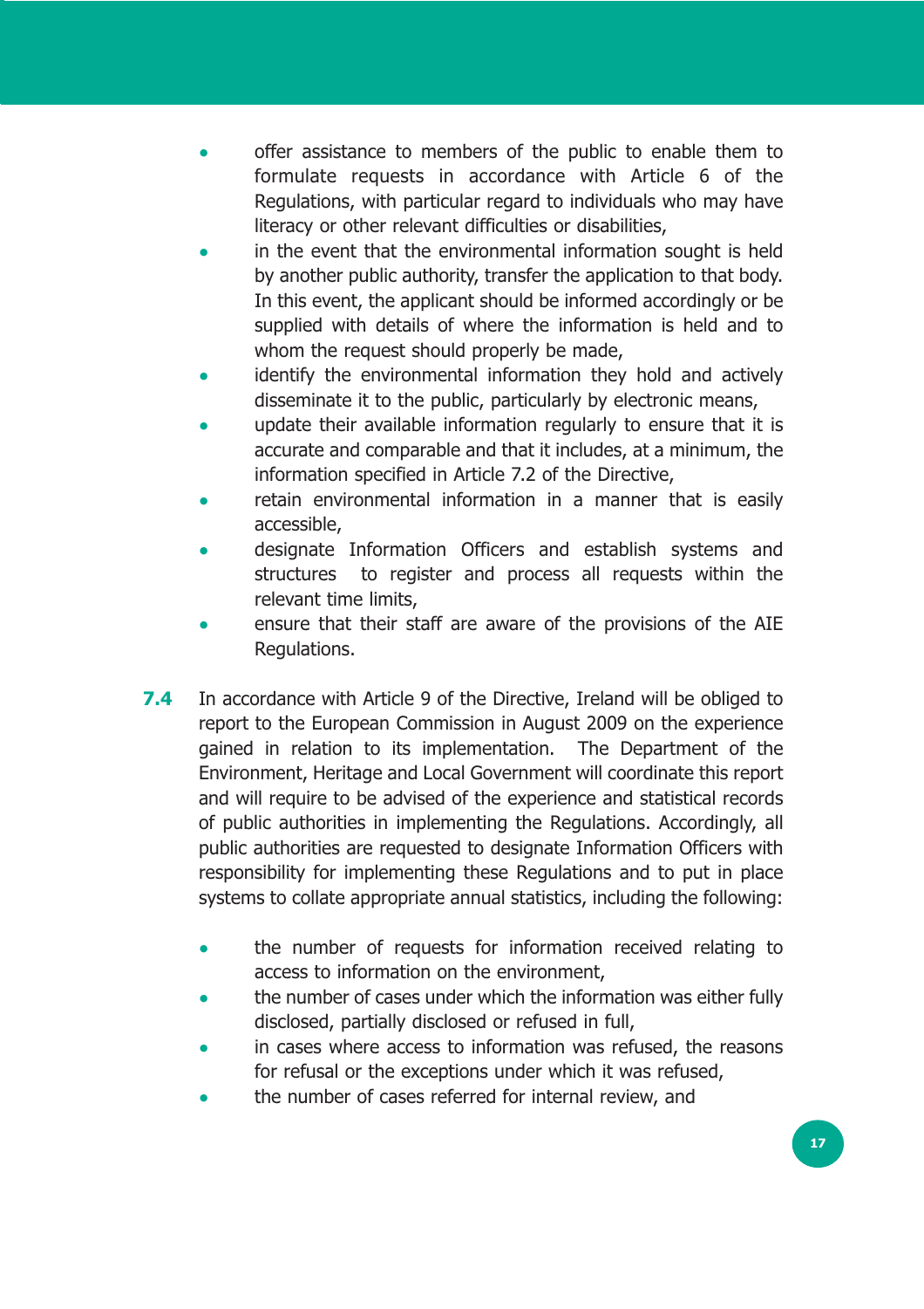- offer assistance to members of the public to enable them to formulate requests in accordance with Article 6 of the Regulations, with particular regard to individuals who may have literacy or other relevant difficulties or disabilities,
- in the event that the environmental information sought is held by another public authority, transfer the application to that body. In this event, the applicant should be informed accordingly or be supplied with details of where the information is held and to whom the request should properly be made,
- identify the environmental information they hold and actively disseminate it to the public, particularly by electronic means,
- update their available information regularly to ensure that it is accurate and comparable and that it includes, at a minimum, the information specified in Article 7.2 of the Directive,
- retain environmental information in a manner that is easily accessible,
- designate Information Officers and establish systems and structures to register and process all requests within the relevant time limits,
- ensure that their staff are aware of the provisions of the AIE Regulations.

**7.4** In accordance with Article 9 of the Directive, Ireland will be obliged to report to the European Commission in August 2009 on the experience gained in relation to its implementation. The Department of the Environment, Heritage and Local Government will coordinate this report and will require to be advised of the experience and statistical records of public authorities in implementing the Regulations. Accordingly, all public authorities are requested to designate Information Officers with responsibility for implementing these Regulations and to put in place systems to collate appropriate annual statistics, including the following:

- the number of requests for information received relating to access to information on the environment,
- the number of cases under which the information was either fully disclosed, partially disclosed or refused in full,
- in cases where access to information was refused, the reasons for refusal or the exceptions under which it was refused,
- the number of cases referred for internal review, and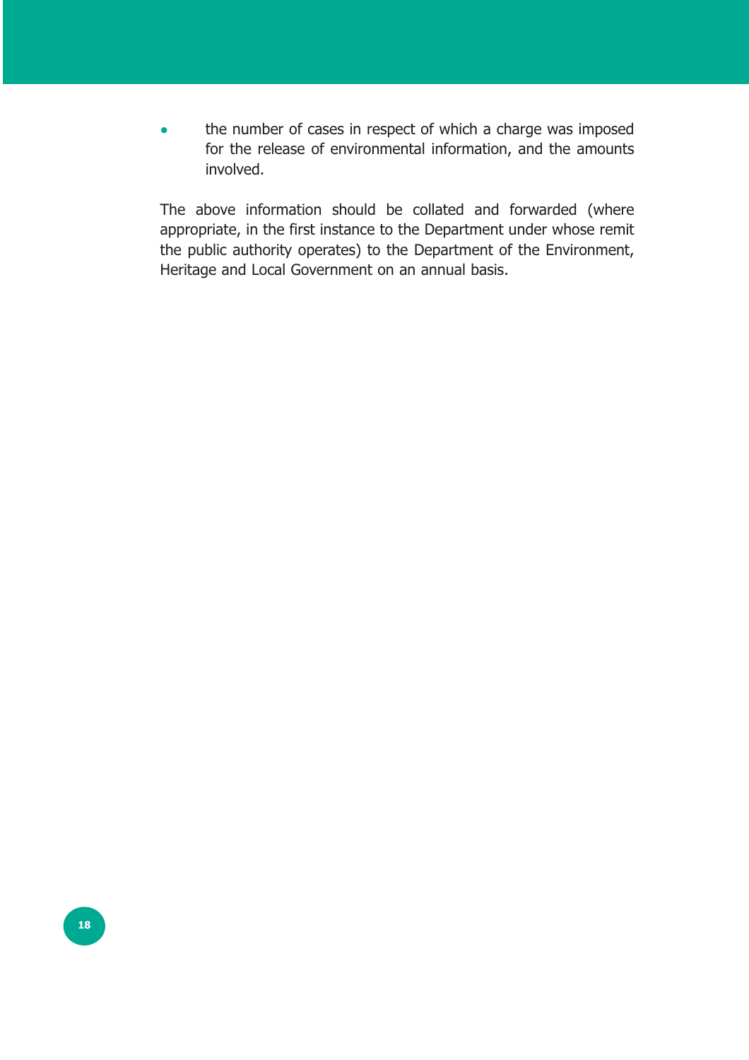- the number of cases in respect of which a charge was imposed for the release of environmental information, and the amounts involved.

The above information should be collated and forwarded (where appropriate, in the first instance to the Department under whose remit the public authority operates) to the Department of the Environment, Heritage and Local Government on an annual basis.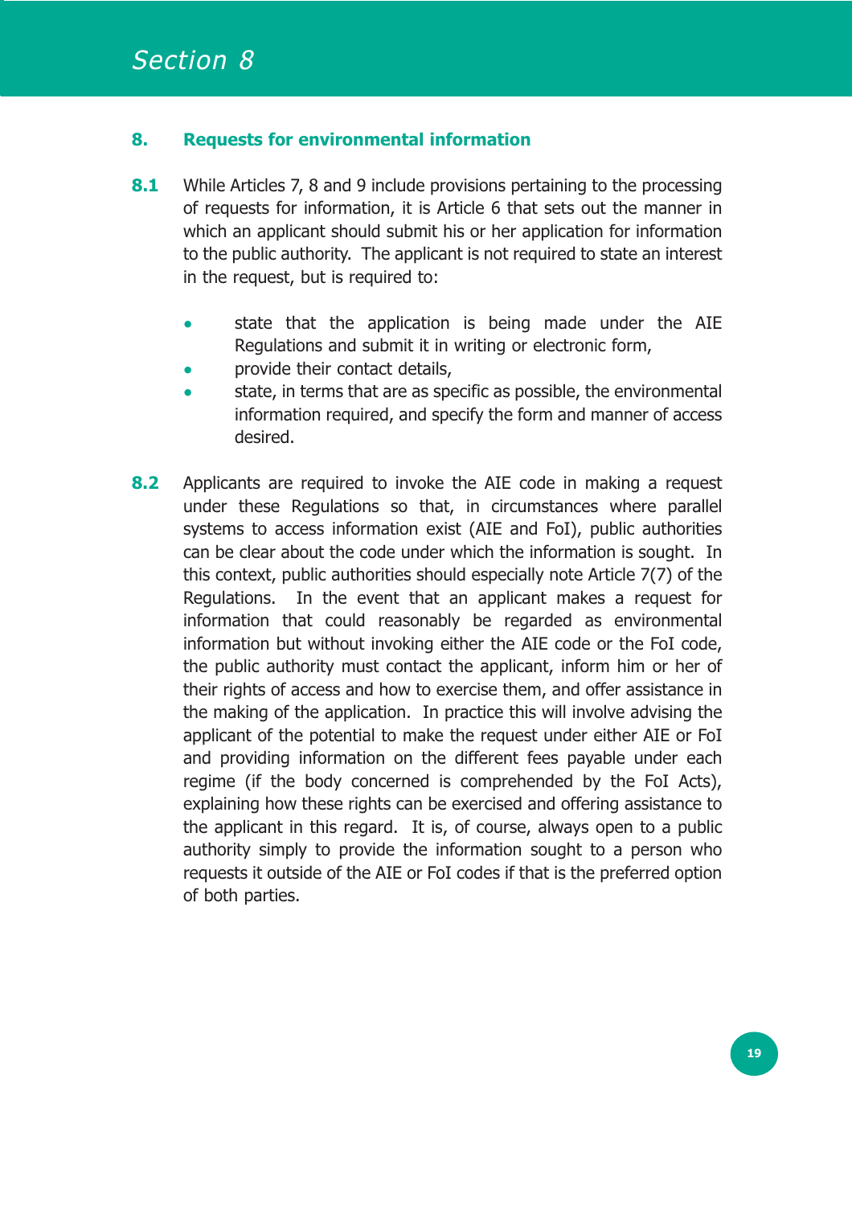# Section 8

## 8. Requests for environmental information

**8.1** While Articles 7, 8 and 9 include provisions pertaining to the processing of requests for information, it is Article 6 that sets out the manner in which an applicant should submit his or her application for information to the public authority. The applicant is not required to state an interest in the request, but is required to:

- state that the application is being made under the AIE Regulations and submit it in writing or electronic form,
- provide their contact details,
- state, in terms that are as specific as possible, the environmental information required, and specify the form and manner of access desired.

**8.2** Applicants are required to invoke the AIE code in making a request under these Regulations so that, in circumstances where parallel systems to access information exist (AIE and FoI), public authorities can be clear about the code under which the information is sought. In this context, public authorities should especially note Article 7(7) of the Regulations. In the event that an applicant makes a request for information that could reasonably be regarded as environmental information but without invoking either the AIE code or the FoI code, the public authority must contact the applicant, inform him or her of their rights of access and how to exercise them, and offer assistance in the making of the application. In practice this will involve advising the applicant of the potential to make the request under either AIE or FoI and providing information on the different fees payable under each regime (if the body concerned is comprehended by the FoI Acts), explaining how these rights can be exercised and offering assistance to the applicant in this regard. It is, of course, always open to a public authority simply to provide the information sought to a person who requests it outside of the AIE or FoI codes if that is the preferred option of both parties.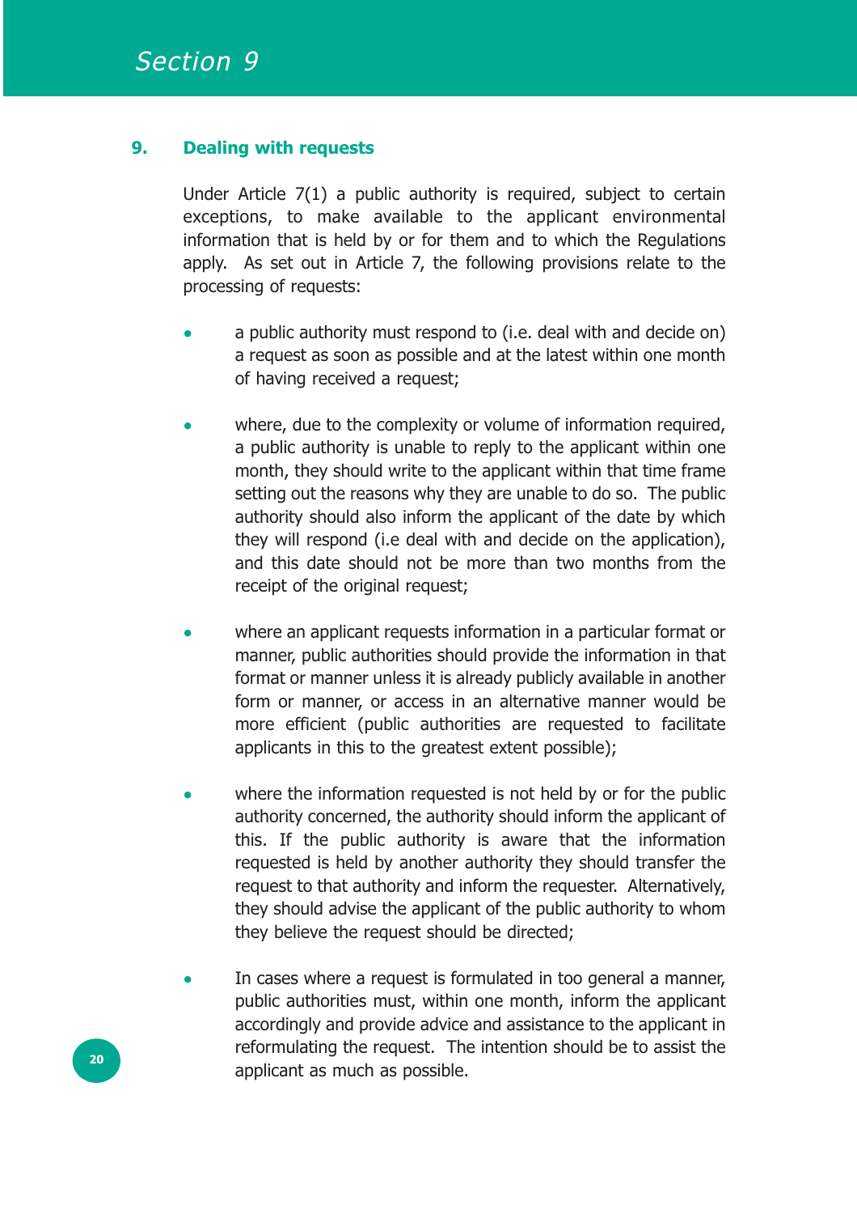## 9. Dealing with requests

Under Article 7(1) a public authority is required, subject to certain exceptions, to make available to the applicant environmental information that is held by or for them and to which the Regulations apply. As set out in Article 7, the following provisions relate to the processing of requests:

- a public authority must respond to (i.e. deal with and decide on) a request as soon as possible and at the latest within one month of having received a request;

- where, due to the complexity or volume of information required, a public authority is unable to reply to the applicant within one month, they should write to the applicant within that time frame setting out the reasons why they are unable to do so. The public authority should also inform the applicant of the date by which they will respond (i.e deal with and decide on the application), and this date should not be more than two months from the receipt of the original request;

- where an applicant requests information in a particular format or manner, public authorities should provide the information in that format or manner unless it is already publicly available in another form or manner, or access in an alternative manner would be more efficient (public authorities are requested to facilitate applicants in this to the greatest extent possible);

- where the information requested is not held by or for the public authority concerned, the authority should inform the applicant of this. If the public authority is aware that the information requested is held by another authority they should transfer the request to that authority and inform the requester. Alternatively, they should advise the applicant of the public authority to whom they believe the request should be directed;

- In cases where a request is formulated in too general a manner, public authorities must, within one month, inform the applicant accordingly and provide advice and assistance to the applicant in reformulating the request. The intention should be to assist the applicant as much as possible.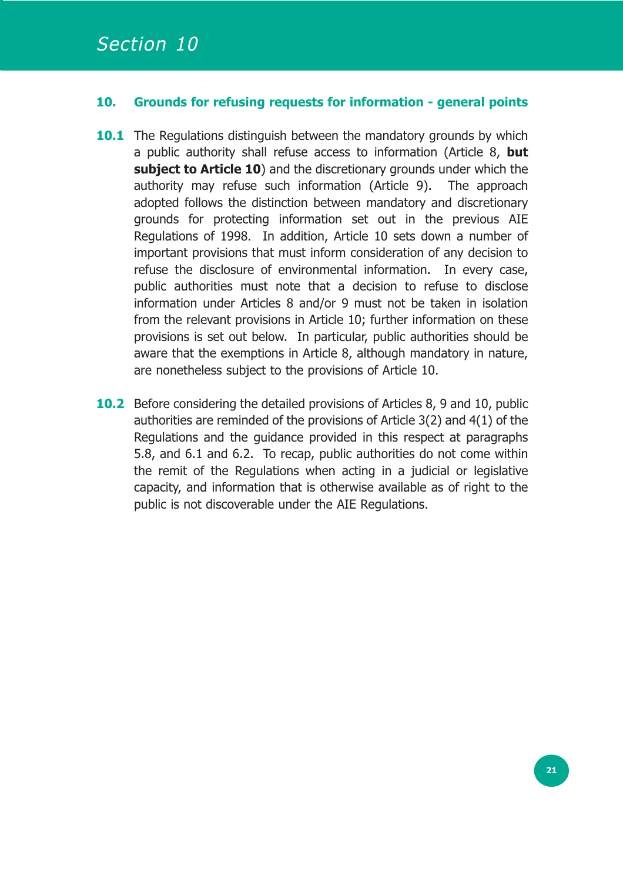# Section 10

## 10. Grounds for refusing requests for information - general points

**10.1** The Regulations distinguish between the mandatory grounds by which a public authority shall refuse access to information (Article 8, **but subject to Article 10**) and the discretionary grounds under which the authority may refuse such information (Article 9). The approach adopted follows the distinction between mandatory and discretionary grounds for protecting information set out in the previous AIE Regulations of 1998. In addition, Article 10 sets down a number of important provisions that must inform consideration of any decision to refuse the disclosure of environmental information. In every case, public authorities must note that a decision to refuse to disclose information under Articles 8 and/or 9 must not be taken in isolation from the relevant provisions in Article 10; further information on these provisions is set out below. In particular, public authorities should be aware that the exemptions in Article 8, although mandatory in nature, are nonetheless subject to the provisions of Article 10.

**10.2** Before considering the detailed provisions of Articles 8, 9 and 10, public authorities are reminded of the provisions of Article 3(2) and 4(1) of the Regulations and the guidance provided in this respect at paragraphs 5.8, and 6.1 and 6.2. To recap, public authorities do not come within the remit of the Regulations when acting in a judicial or legislative capacity, and information that is otherwise available as of right to the public is not discoverable under the AIE Regulations.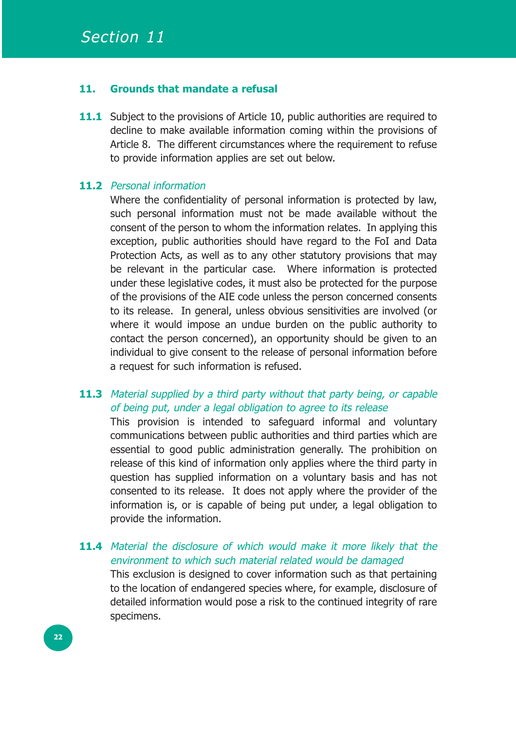## 11. Grounds that mandate a refusal

**11.1** Subject to the provisions of Article 10, public authorities are required to decline to make available information coming within the provisions of Article 8. The different circumstances where the requirement to refuse to provide information applies are set out below.

**11.2** *Personal information*

Where the confidentiality of personal information is protected by law, such personal information must not be made available without the consent of the person to whom the information relates. In applying this exception, public authorities should have regard to the FoI and Data Protection Acts, as well as to any other statutory provisions that may be relevant in the particular case. Where information is protected under these legislative codes, it must also be protected for the purpose of the provisions of the AIE code unless the person concerned consents to its release. In general, unless obvious sensitivities are involved (or where it would impose an undue burden on the public authority to contact the person concerned), an opportunity should be given to an individual to give consent to the release of personal information before a request for such information is refused.

**11.3** *Material supplied by a third party without that party being, or capable of being put, under a legal obligation to agree to its release*

This provision is intended to safeguard informal and voluntary communications between public authorities and third parties which are essential to good public administration generally. The prohibition on release of this kind of information only applies where the third party in question has supplied information on a voluntary basis and has not consented to its release. It does not apply where the provider of the information is, or is capable of being put under, a legal obligation to provide the information.

**11.4** *Material the disclosure of which would make it more likely that the environment to which such material related would be damaged*

This exclusion is designed to cover information such as that pertaining to the location of endangered species where, for example, disclosure of detailed information would pose a risk to the continued integrity of rare specimens.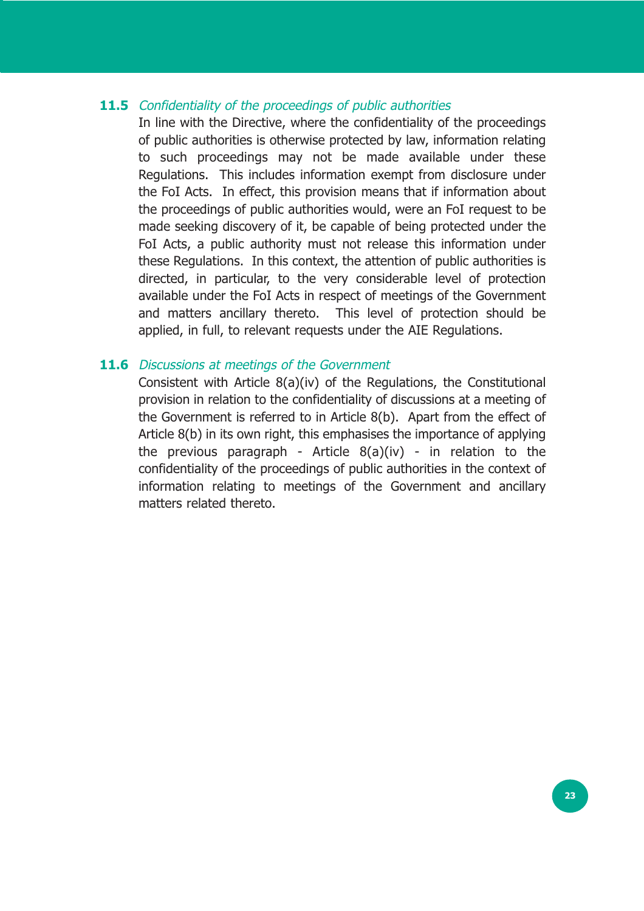**11.5** *Confidentiality of the proceedings of public authorities*

In line with the Directive, where the confidentiality of the proceedings of public authorities is otherwise protected by law, information relating to such proceedings may not be made available under these Regulations. This includes information exempt from disclosure under the FoI Acts. In effect, this provision means that if information about the proceedings of public authorities would, were an FoI request to be made seeking discovery of it, be capable of being protected under the FoI Acts, a public authority must not release this information under these Regulations. In this context, the attention of public authorities is directed, in particular, to the very considerable level of protection available under the FoI Acts in respect of meetings of the Government and matters ancillary thereto. This level of protection should be applied, in full, to relevant requests under the AIE Regulations.

**11.6** *Discussions at meetings of the Government*

Consistent with Article 8(a)(iv) of the Regulations, the Constitutional provision in relation to the confidentiality of discussions at a meeting of the Government is referred to in Article 8(b). Apart from the effect of Article 8(b) in its own right, this emphasises the importance of applying the previous paragraph - Article 8(a)(iv) - in relation to the confidentiality of the proceedings of public authorities in the context of information relating to meetings of the Government and ancillary matters related thereto.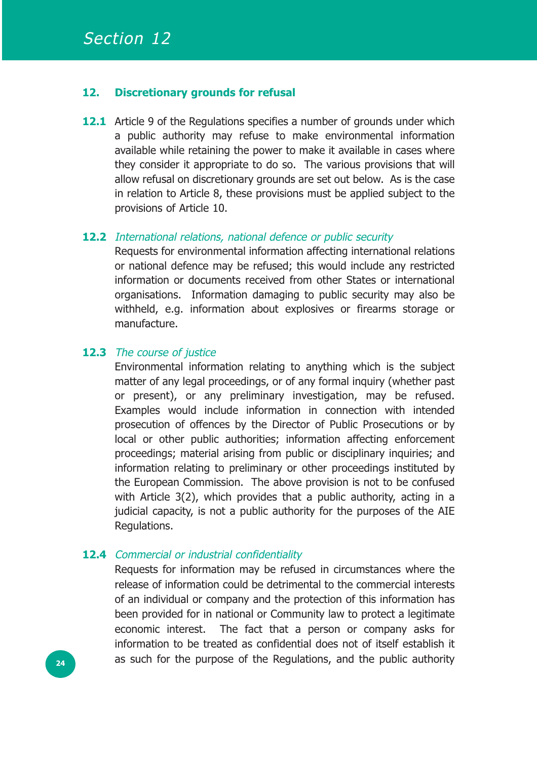## 12. Discretionary grounds for refusal

**12.1** Article 9 of the Regulations specifies a number of grounds under which a public authority may refuse to make environmental information available while retaining the power to make it available in cases where they consider it appropriate to do so. The various provisions that will allow refusal on discretionary grounds are set out below. As is the case in relation to Article 8, these provisions must be applied subject to the provisions of Article 10.

**12.2** *International relations, national defence or public security*
Requests for environmental information affecting international relations or national defence may be refused; this would include any restricted information or documents received from other States or international organisations. Information damaging to public security may also be withheld, e.g. information about explosives or firearms storage or manufacture.

**12.3** *The course of justice*
Environmental information relating to anything which is the subject matter of any legal proceedings, or of any formal inquiry (whether past or present), or any preliminary investigation, may be refused. Examples would include information in connection with intended prosecution of offences by the Director of Public Prosecutions or by local or other public authorities; information affecting enforcement proceedings; material arising from public or disciplinary inquiries; and information relating to preliminary or other proceedings instituted by the European Commission. The above provision is not to be confused with Article 3(2), which provides that a public authority, acting in a judicial capacity, is not a public authority for the purposes of the AIE Regulations.

**12.4** *Commercial or industrial confidentiality*
Requests for information may be refused in circumstances where the release of information could be detrimental to the commercial interests of an individual or company and the protection of this information has been provided for in national or Community law to protect a legitimate economic interest. The fact that a person or company asks for information to be treated as confidential does not of itself establish it as such for the purpose of the Regulations, and the public authority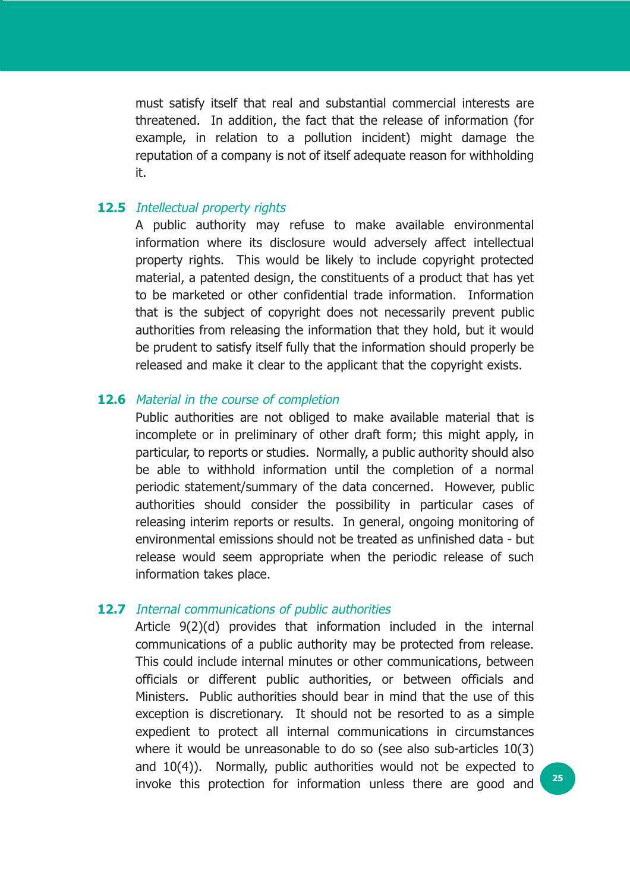must satisfy itself that real and substantial commercial interests are threatened. In addition, the fact that the release of information (for example, in relation to a pollution incident) might damage the reputation of a company is not of itself adequate reason for withholding it.

**12.5** *Intellectual property rights*

A public authority may refuse to make available environmental information where its disclosure would adversely affect intellectual property rights. This would be likely to include copyright protected material, a patented design, the constituents of a product that has yet to be marketed or other confidential trade information. Information that is the subject of copyright does not necessarily prevent public authorities from releasing the information that they hold, but it would be prudent to satisfy itself fully that the information should properly be released and make it clear to the applicant that the copyright exists.

**12.6** *Material in the course of completion*

Public authorities are not obliged to make available material that is incomplete or in preliminary of other draft form; this might apply, in particular, to reports or studies. Normally, a public authority should also be able to withhold information until the completion of a normal periodic statement/summary of the data concerned. However, public authorities should consider the possibility in particular cases of releasing interim reports or results. In general, ongoing monitoring of environmental emissions should not be treated as unfinished data - but release would seem appropriate when the periodic release of such information takes place.

**12.7** *Internal communications of public authorities*

Article 9(2)(d) provides that information included in the internal communications of a public authority may be protected from release. This could include internal minutes or other communications, between officials or different public authorities, or between officials and Ministers. Public authorities should bear in mind that the use of this exception is discretionary. It should not be resorted to as a simple expedient to protect all internal communications in circumstances where it would be unreasonable to do so (see also sub-articles 10(3) and 10(4)). Normally, public authorities would not be expected to invoke this protection for information unless there are good and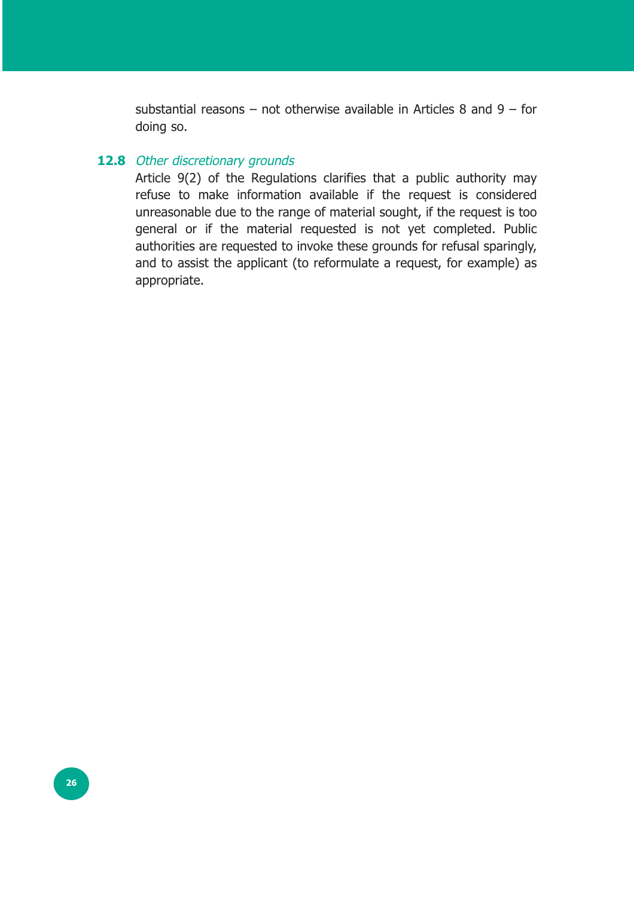substantial reasons – not otherwise available in Articles 8 and 9 – for doing so.

### 12.8 *Other discretionary grounds*

Article 9(2) of the Regulations clarifies that a public authority may refuse to make information available if the request is considered unreasonable due to the range of material sought, if the request is too general or if the material requested is not yet completed. Public authorities are requested to invoke these grounds for refusal sparingly, and to assist the applicant (to reformulate a request, for example) as appropriate.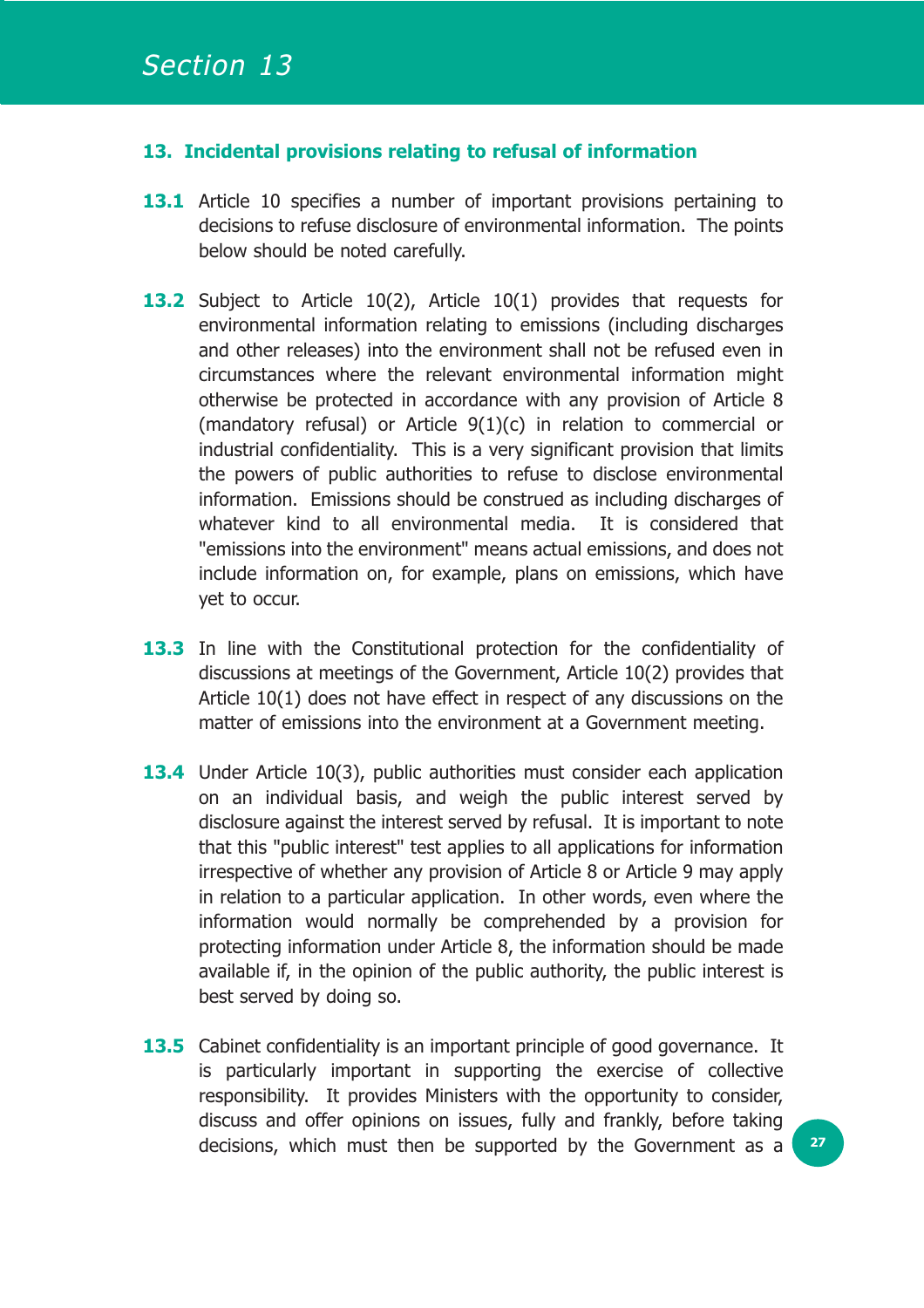## 13. Incidental provisions relating to refusal of information

**13.1** Article 10 specifies a number of important provisions pertaining to decisions to refuse disclosure of environmental information. The points below should be noted carefully.

**13.2** Subject to Article 10(2), Article 10(1) provides that requests for environmental information relating to emissions (including discharges and other releases) into the environment shall not be refused even in circumstances where the relevant environmental information might otherwise be protected in accordance with any provision of Article 8 (mandatory refusal) or Article 9(1)(c) in relation to commercial or industrial confidentiality. This is a very significant provision that limits the powers of public authorities to refuse to disclose environmental information. Emissions should be construed as including discharges of whatever kind to all environmental media. It is considered that "emissions into the environment" means actual emissions, and does not include information on, for example, plans on emissions, which have yet to occur.

**13.3** In line with the Constitutional protection for the confidentiality of discussions at meetings of the Government, Article 10(2) provides that Article 10(1) does not have effect in respect of any discussions on the matter of emissions into the environment at a Government meeting.

**13.4** Under Article 10(3), public authorities must consider each application on an individual basis, and weigh the public interest served by disclosure against the interest served by refusal. It is important to note that this "public interest" test applies to all applications for information irrespective of whether any provision of Article 8 or Article 9 may apply in relation to a particular application. In other words, even where the information would normally be comprehended by a provision for protecting information under Article 8, the information should be made available if, in the opinion of the public authority, the public interest is best served by doing so.

**13.5** Cabinet confidentiality is an important principle of good governance. It is particularly important in supporting the exercise of collective responsibility. It provides Ministers with the opportunity to consider, discuss and offer opinions on issues, fully and frankly, before taking decisions, which must then be supported by the Government as a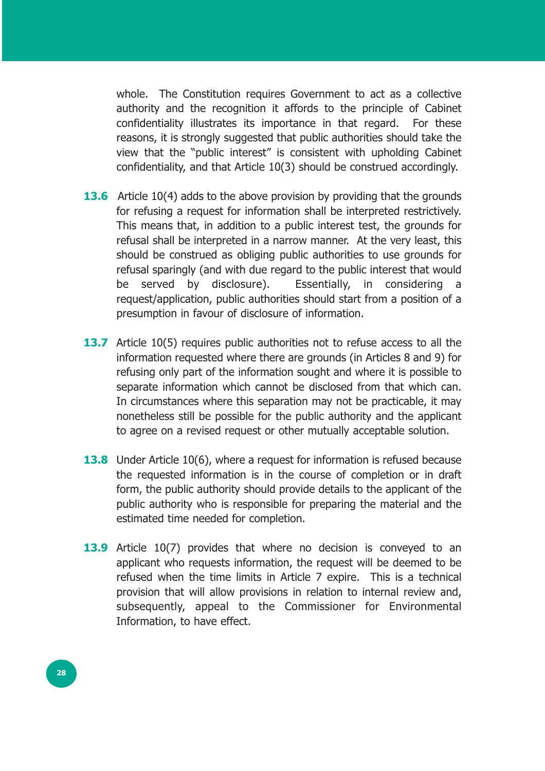whole. The Constitution requires Government to act as a collective authority and the recognition it affords to the principle of Cabinet confidentiality illustrates its importance in that regard. For these reasons, it is strongly suggested that public authorities should take the view that the "public interest" is consistent with upholding Cabinet confidentiality, and that Article 10(3) should be construed accordingly.

**13.6** Article 10(4) adds to the above provision by providing that the grounds for refusing a request for information shall be interpreted restrictively. This means that, in addition to a public interest test, the grounds for refusal shall be interpreted in a narrow manner. At the very least, this should be construed as obliging public authorities to use grounds for refusal sparingly (and with due regard to the public interest that would be served by disclosure). Essentially, in considering a request/application, public authorities should start from a position of a presumption in favour of disclosure of information.

**13.7** Article 10(5) requires public authorities not to refuse access to all the information requested where there are grounds (in Articles 8 and 9) for refusing only part of the information sought and where it is possible to separate information which cannot be disclosed from that which can. In circumstances where this separation may not be practicable, it may nonetheless still be possible for the public authority and the applicant to agree on a revised request or other mutually acceptable solution.

**13.8** Under Article 10(6), where a request for information is refused because the requested information is in the course of completion or in draft form, the public authority should provide details to the applicant of the public authority who is responsible for preparing the material and the estimated time needed for completion.

**13.9** Article 10(7) provides that where no decision is conveyed to an applicant who requests information, the request will be deemed to be refused when the time limits in Article 7 expire. This is a technical provision that will allow provisions in relation to internal review and, subsequently, appeal to the Commissioner for Environmental Information, to have effect.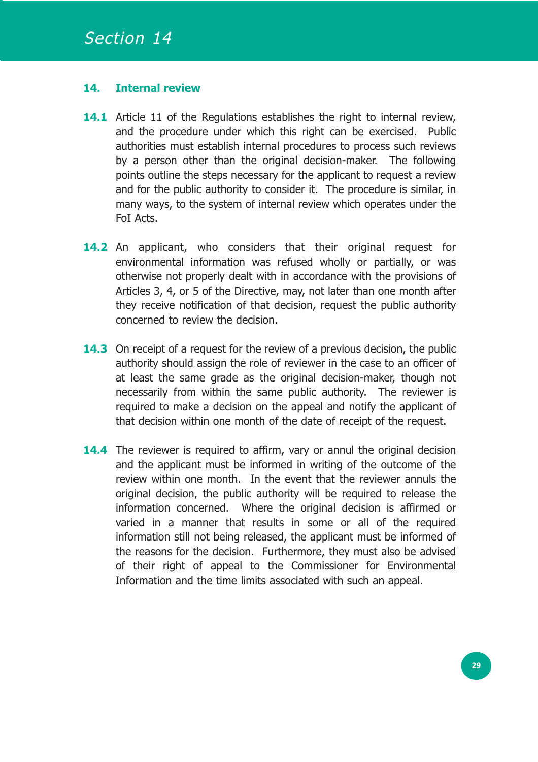# Section 14

## 14. Internal review

**14.1** Article 11 of the Regulations establishes the right to internal review, and the procedure under which this right can be exercised. Public authorities must establish internal procedures to process such reviews by a person other than the original decision-maker. The following points outline the steps necessary for the applicant to request a review and for the public authority to consider it. The procedure is similar, in many ways, to the system of internal review which operates under the FoI Acts.

**14.2** An applicant, who considers that their original request for environmental information was refused wholly or partially, or was otherwise not properly dealt with in accordance with the provisions of Articles 3, 4, or 5 of the Directive, may, not later than one month after they receive notification of that decision, request the public authority concerned to review the decision.

**14.3** On receipt of a request for the review of a previous decision, the public authority should assign the role of reviewer in the case to an officer of at least the same grade as the original decision-maker, though not necessarily from within the same public authority. The reviewer is required to make a decision on the appeal and notify the applicant of that decision within one month of the date of receipt of the request.

**14.4** The reviewer is required to affirm, vary or annul the original decision and the applicant must be informed in writing of the outcome of the review within one month. In the event that the reviewer annuls the original decision, the public authority will be required to release the information concerned. Where the original decision is affirmed or varied in a manner that results in some or all of the required information still not being released, the applicant must be informed of the reasons for the decision. Furthermore, they must also be advised of their right of appeal to the Commissioner for Environmental Information and the time limits associated with such an appeal.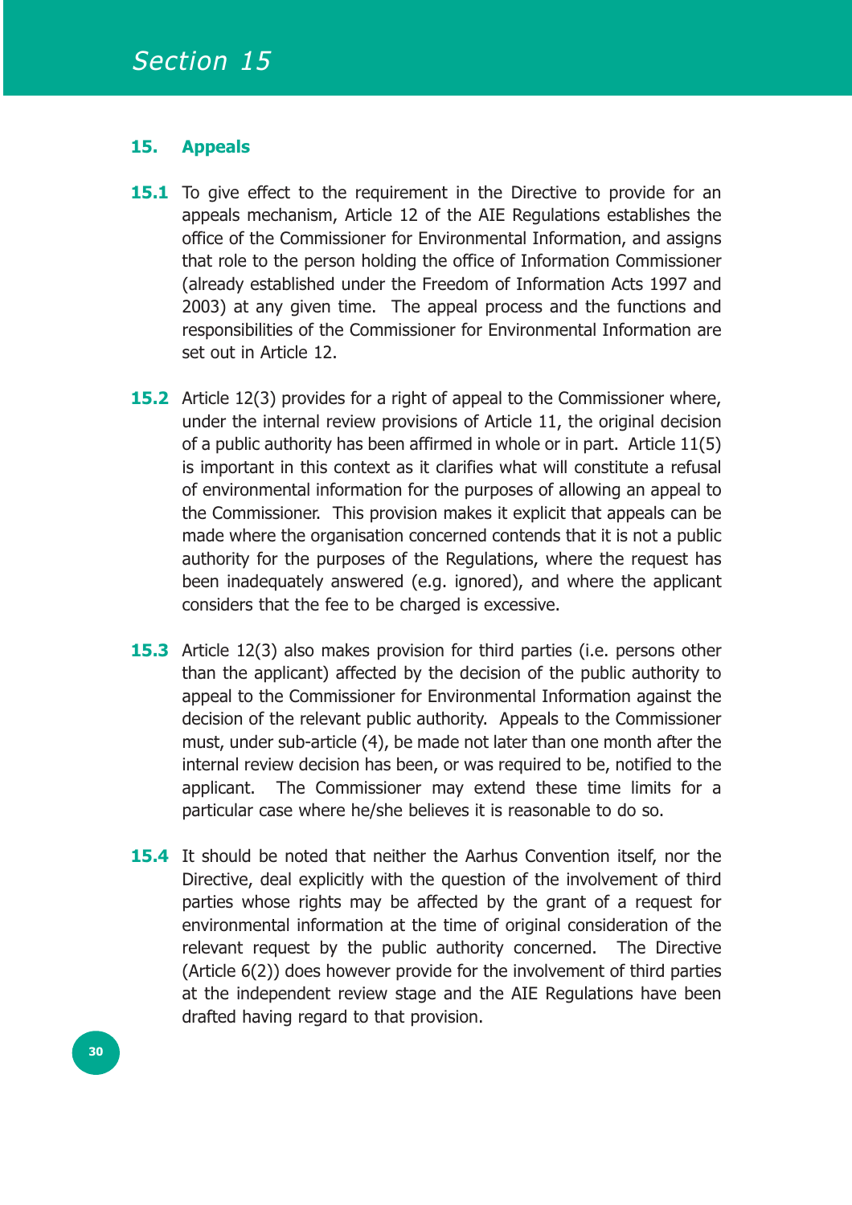## 15. Appeals

**15.1** To give effect to the requirement in the Directive to provide for an appeals mechanism, Article 12 of the AIE Regulations establishes the office of the Commissioner for Environmental Information, and assigns that role to the person holding the office of Information Commissioner (already established under the Freedom of Information Acts 1997 and 2003) at any given time. The appeal process and the functions and responsibilities of the Commissioner for Environmental Information are set out in Article 12.

**15.2** Article 12(3) provides for a right of appeal to the Commissioner where, under the internal review provisions of Article 11, the original decision of a public authority has been affirmed in whole or in part. Article 11(5) is important in this context as it clarifies what will constitute a refusal of environmental information for the purposes of allowing an appeal to the Commissioner. This provision makes it explicit that appeals can be made where the organisation concerned contends that it is not a public authority for the purposes of the Regulations, where the request has been inadequately answered (e.g. ignored), and where the applicant considers that the fee to be charged is excessive.

**15.3** Article 12(3) also makes provision for third parties (i.e. persons other than the applicant) affected by the decision of the public authority to appeal to the Commissioner for Environmental Information against the decision of the relevant public authority. Appeals to the Commissioner must, under sub-article (4), be made not later than one month after the internal review decision has been, or was required to be, notified to the applicant. The Commissioner may extend these time limits for a particular case where he/she believes it is reasonable to do so.

**15.4** It should be noted that neither the Aarhus Convention itself, nor the Directive, deal explicitly with the question of the involvement of third parties whose rights may be affected by the grant of a request for environmental information at the time of original consideration of the relevant request by the public authority concerned. The Directive (Article 6(2)) does however provide for the involvement of third parties at the independent review stage and the AIE Regulations have been drafted having regard to that provision.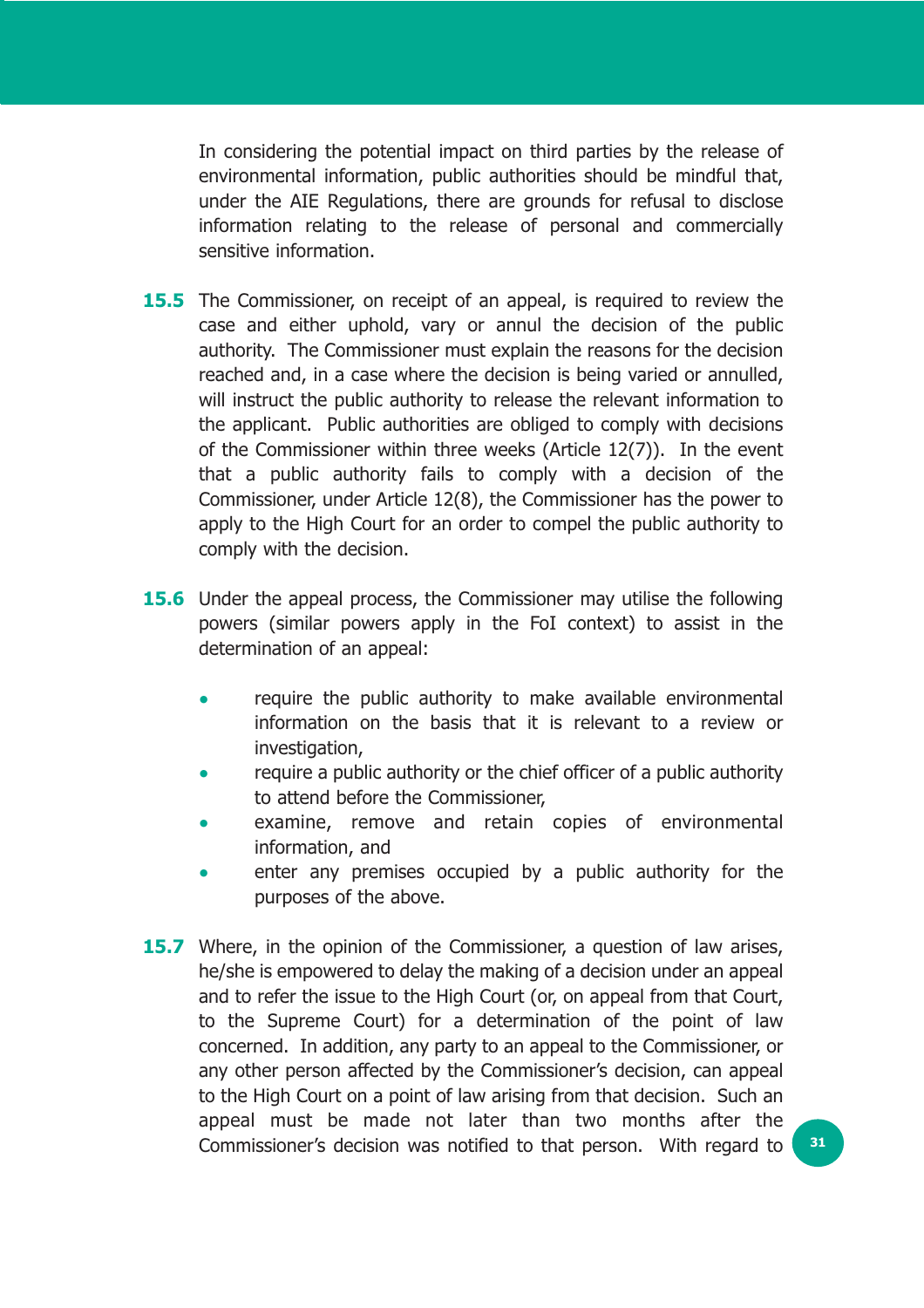In considering the potential impact on third parties by the release of environmental information, public authorities should be mindful that, under the AIE Regulations, there are grounds for refusal to disclose information relating to the release of personal and commercially sensitive information.

**15.5** The Commissioner, on receipt of an appeal, is required to review the case and either uphold, vary or annul the decision of the public authority. The Commissioner must explain the reasons for the decision reached and, in a case where the decision is being varied or annulled, will instruct the public authority to release the relevant information to the applicant. Public authorities are obliged to comply with decisions of the Commissioner within three weeks (Article 12(7)). In the event that a public authority fails to comply with a decision of the Commissioner, under Article 12(8), the Commissioner has the power to apply to the High Court for an order to compel the public authority to comply with the decision.

**15.6** Under the appeal process, the Commissioner may utilise the following powers (similar powers apply in the FoI context) to assist in the determination of an appeal:

- require the public authority to make available environmental information on the basis that it is relevant to a review or investigation,
- require a public authority or the chief officer of a public authority to attend before the Commissioner,
- examine, remove and retain copies of environmental information, and
- enter any premises occupied by a public authority for the purposes of the above.

**15.7** Where, in the opinion of the Commissioner, a question of law arises, he/she is empowered to delay the making of a decision under an appeal and to refer the issue to the High Court (or, on appeal from that Court, to the Supreme Court) for a determination of the point of law concerned. In addition, any party to an appeal to the Commissioner, or any other person affected by the Commissioner's decision, can appeal to the High Court on a point of law arising from that decision. Such an appeal must be made not later than two months after the Commissioner's decision was notified to that person. With regard to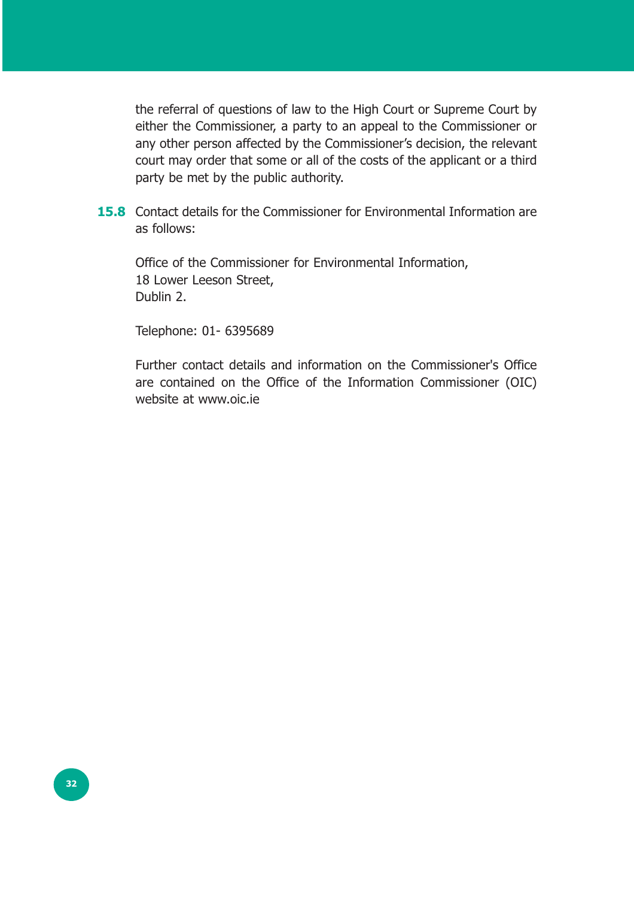the referral of questions of law to the High Court or Supreme Court by either the Commissioner, a party to an appeal to the Commissioner or any other person affected by the Commissioner's decision, the relevant court may order that some or all of the costs of the applicant or a third party be met by the public authority.

**15.8** Contact details for the Commissioner for Environmental Information are as follows:

Office of the Commissioner for Environmental Information,
18 Lower Leeson Street,
Dublin 2.

Telephone: 01- 6395689

Further contact details and information on the Commissioner's Office are contained on the Office of the Information Commissioner (OIC) website at www.oic.ie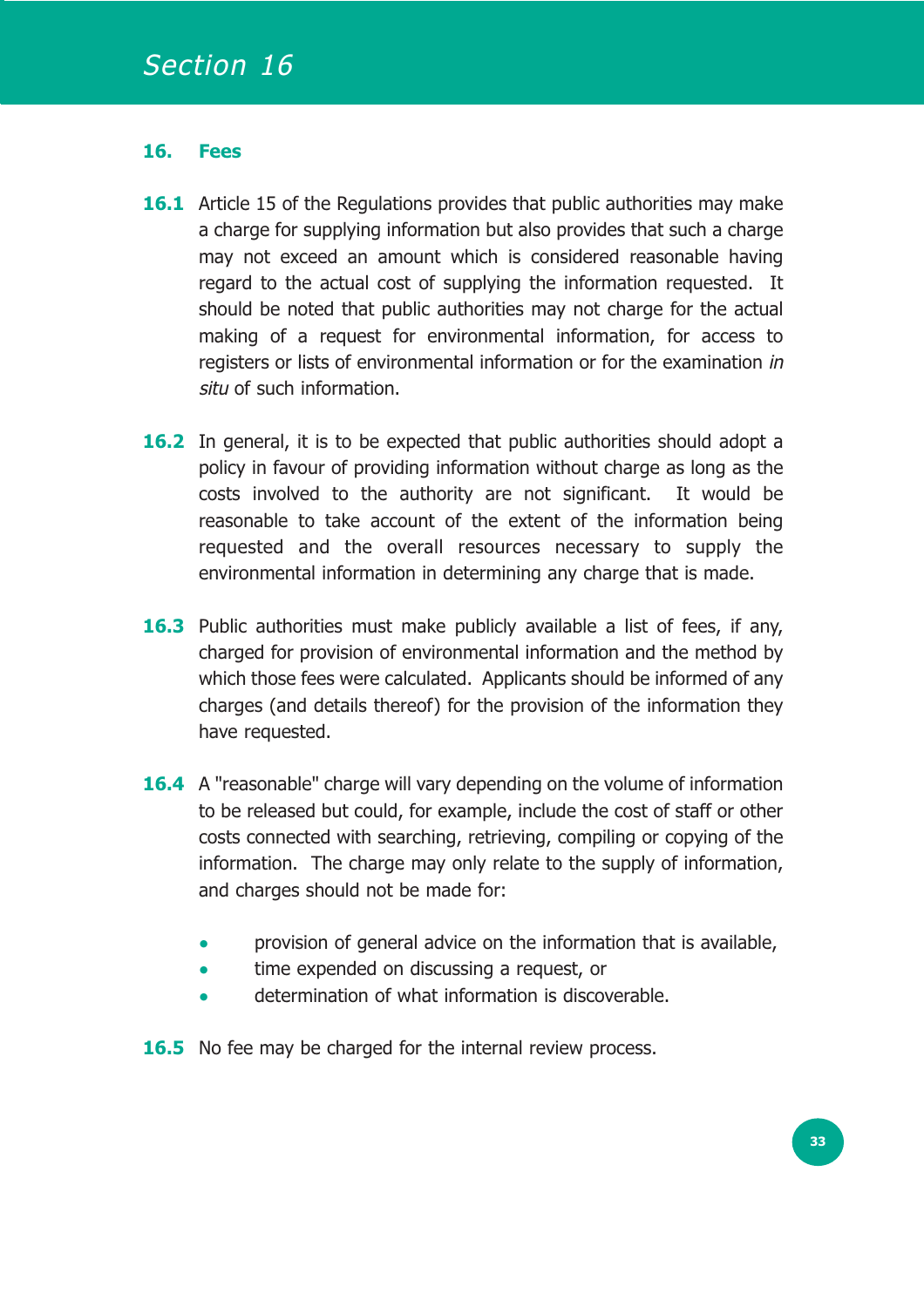# Section 16

## 16. Fees

**16.1** Article 15 of the Regulations provides that public authorities may make a charge for supplying information but also provides that such a charge may not exceed an amount which is considered reasonable having regard to the actual cost of supplying the information requested. It should be noted that public authorities may not charge for the actual making of a request for environmental information, for access to registers or lists of environmental information or for the examination *in situ* of such information.

**16.2** In general, it is to be expected that public authorities should adopt a policy in favour of providing information without charge as long as the costs involved to the authority are not significant. It would be reasonable to take account of the extent of the information being requested and the overall resources necessary to supply the environmental information in determining any charge that is made.

**16.3** Public authorities must make publicly available a list of fees, if any, charged for provision of environmental information and the method by which those fees were calculated. Applicants should be informed of any charges (and details thereof) for the provision of the information they have requested.

**16.4** A "reasonable" charge will vary depending on the volume of information to be released but could, for example, include the cost of staff or other costs connected with searching, retrieving, compiling or copying of the information. The charge may only relate to the supply of information, and charges should not be made for:

- provision of general advice on the information that is available,
- time expended on discussing a request, or
- determination of what information is discoverable.

**16.5** No fee may be charged for the internal review process.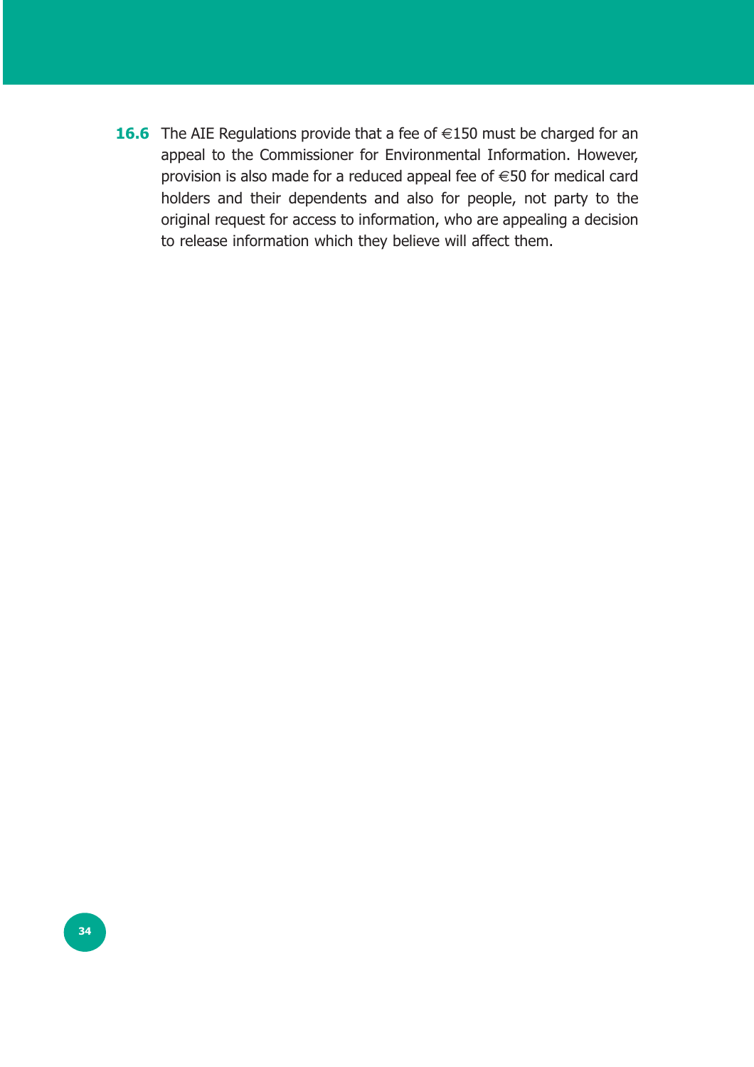**16.6** The AIE Regulations provide that a fee of €150 must be charged for an appeal to the Commissioner for Environmental Information. However, provision is also made for a reduced appeal fee of €50 for medical card holders and their dependents and also for people, not party to the original request for access to information, who are appealing a decision to release information which they believe will affect them.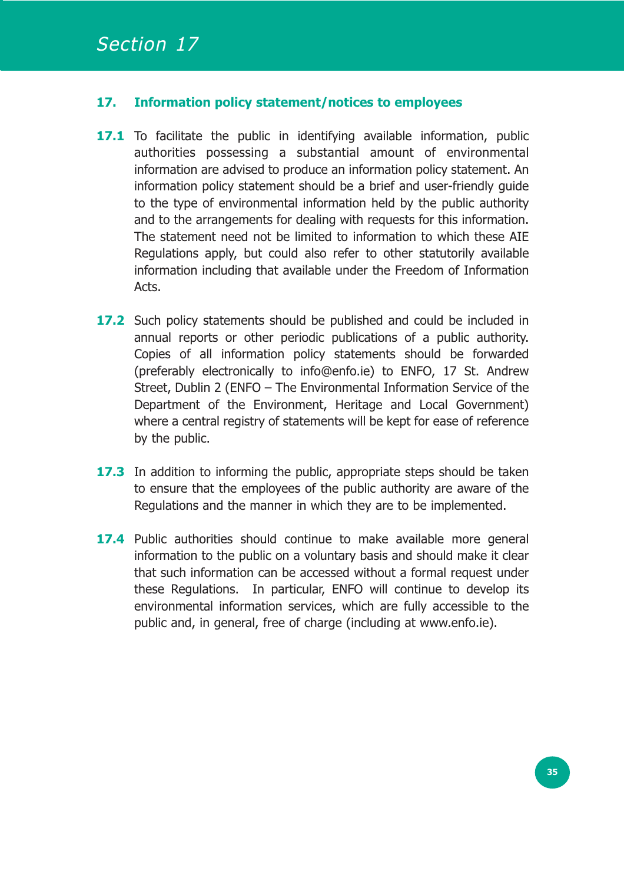# Section 17

## 17. Information policy statement/notices to employees

**17.1** To facilitate the public in identifying available information, public authorities possessing a substantial amount of environmental information are advised to produce an information policy statement. An information policy statement should be a brief and user-friendly guide to the type of environmental information held by the public authority and to the arrangements for dealing with requests for this information. The statement need not be limited to information to which these AIE Regulations apply, but could also refer to other statutorily available information including that available under the Freedom of Information Acts.

**17.2** Such policy statements should be published and could be included in annual reports or other periodic publications of a public authority. Copies of all information policy statements should be forwarded (preferably electronically to info@enfo.ie) to ENFO, 17 St. Andrew Street, Dublin 2 (ENFO – The Environmental Information Service of the Department of the Environment, Heritage and Local Government) where a central registry of statements will be kept for ease of reference by the public.

**17.3** In addition to informing the public, appropriate steps should be taken to ensure that the employees of the public authority are aware of the Regulations and the manner in which they are to be implemented.

**17.4** Public authorities should continue to make available more general information to the public on a voluntary basis and should make it clear that such information can be accessed without a formal request under these Regulations. In particular, ENFO will continue to develop its environmental information services, which are fully accessible to the public and, in general, free of charge (including at www.enfo.ie).